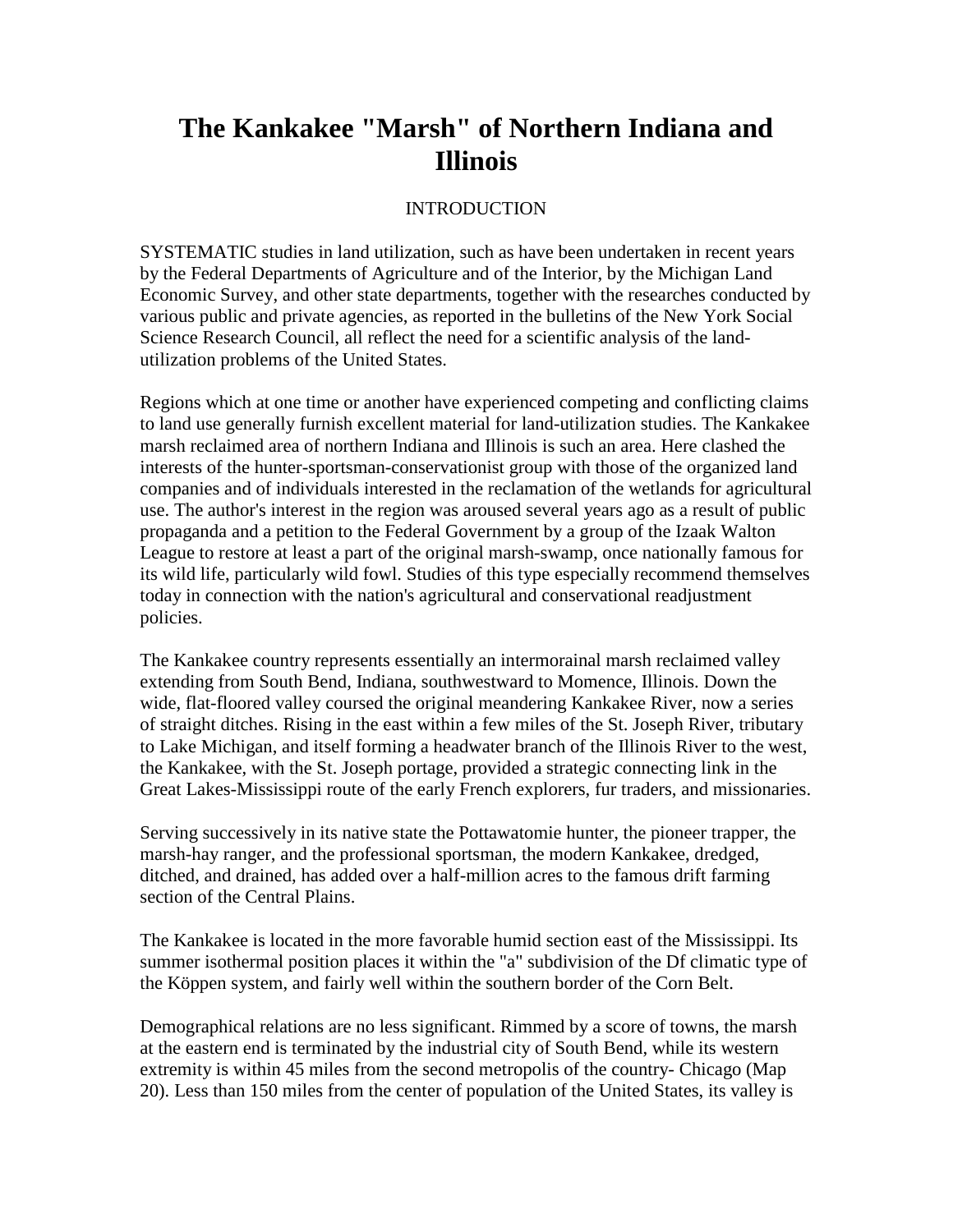# The Kankakee "Marsh" of Northern Indiana and Illinois

## INTRODUCTION

SYSTEMATIC studies in land utilization, such as have been undertaken in recent years by the Federal Departments of Agriculture and of the Interior, by the Michigan Land Economic Survey, and other state departments, together with the researches conducted by various public and private agencies, as reported in the bulletins of the New York Social Science Research Council, all reflect the need for a scientific analysis of the land-utilization problems of the United States.

Regions which at one time or another have experienced competing and conflicting claims to land use generally furnish excellent material for land-utilization studies. The Kankakee marsh reclaimed area of northern Indiana and Illinois is such an area. Here clashed the interests of the hunter-sportsman-conservationist group with those of the organized land companies and of individuals interested in the reclamation of the wetlands for agricultural use. The author's interest in the region was aroused several years ago as a result of public propaganda and a petition to the Federal Government by a group of the Izaak Walton League to restore at least a part of the original marsh-swamp, once nationally famous for its wild life, particularly wild fowl. Studies of this type especially recommend themselves today in connection with the nation's agricultural and conservational readjustment policies.

The Kankakee country represents essentially an intermorainal marsh reclaimed valley extending from South Bend, Indiana, southwestward to Momence, Illinois. Down the wide, flat-floored valley coursed the original meandering Kankakee River, now a series of straight ditches. Rising in the east within a few miles of the St. Joseph River, tributary to Lake Michigan, and itself forming a headwater branch of the Illinois River to the west, the Kankakee, with the St. Joseph portage, provided a strategic connecting link in the Great Lakes-Mississippi route of the early French explorers, fur traders, and missionaries.

Serving successively in its native state the Pottawatomie hunter, the pioneer trapper, the marsh-hay ranger, and the professional sportsman, the modern Kankakee, dredged, ditched, and drained, has added over a half-million acres to the famous drift farming section of the Central Plains.

The Kankakee is located in the more favorable humid section east of the Mississippi. Its summer isothermal position places it within the "a" subdivision of the Df climatic type of the Köppen system, and fairly well within the southern border of the Corn Belt.

Demographical relations are no less significant. Rimmed by a score of towns, the marsh at the eastern end is terminated by the industrial city of South Bend, while its western extremity is within 45 miles from the second metropolis of the country- Chicago (Map 20). Less than 150 miles from the center of population of the United States, its valley is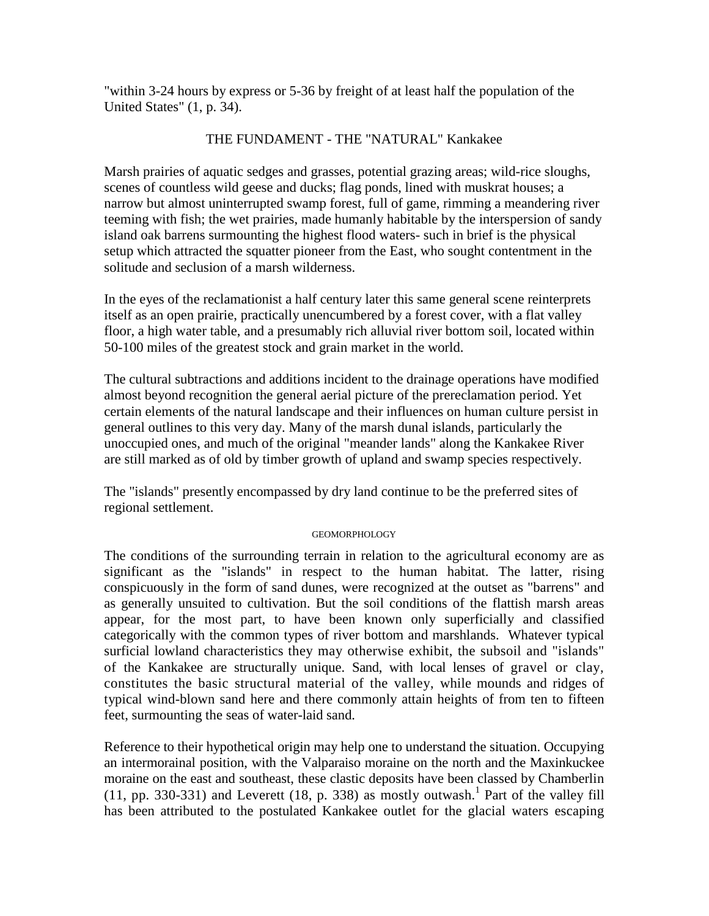"within 3-24 hours by express or 5-36 by freight of at least half the population of the United States" (1, p. 34).

## THE FUNDAMENT - THE "NATURAL" Kankakee

Marsh prairies of aquatic sedges and grasses, potential grazing areas; wild-rice sloughs, scenes of countless wild geese and ducks; flag ponds, lined with muskrat houses; a narrow but almost uninterrupted swamp forest, full of game, rimming a meandering river teeming with fish; the wet prairies, made humanly habitable by the interspersion of sandy island oak barrens surmounting the highest flood waters- such in brief is the physical setup which attracted the squatter pioneer from the East, who sought contentment in the solitude and seclusion of a marsh wilderness.

In the eyes of the reclamationist a half century later this same general scene reinterprets itself as an open prairie, practically unencumbered by a forest cover, with a flat valley floor, a high water table, and a presumably rich alluvial river bottom soil, located within 50-100 miles of the greatest stock and grain market in the world.

The cultural subtractions and additions incident to the drainage operations have modified almost beyond recognition the general aerial picture of the prereclamation period. Yet certain elements of the natural landscape and their influences on human culture persist in general outlines to this very day. Many of the marsh dunal islands, particularly the unoccupied ones, and much of the original "meander lands" along the Kankakee River are still marked as of old by timber growth of upland and swamp species respectively.

The "islands" presently encompassed by dry land continue to be the preferred sites of regional settlement.

### GEOMORPHOLOGY

The conditions of the surrounding terrain in relation to the agricultural economy are as significant as the "islands" in respect to the human habitat. The latter, rising conspicuously in the form of sand dunes, were recognized at the outset as "barrens" and as generally unsuited to cultivation. But the soil conditions of the flattish marsh areas appear, for the most part, to have been known only superficially and classified categorically with the common types of river bottom and marshlands. Whatever typical surficial lowland characteristics they may otherwise exhibit, the subsoil and "islands" of the Kankakee are structurally unique. Sand, with local lenses of gravel or clay, constitutes the basic structural material of the valley, while mounds and ridges of typical wind-blown sand here and there commonly attain heights of from ten to fifteen feet, surmounting the seas of water-laid sand.

Reference to their hypothetical origin may help one to understand the situation. Occupying an intermorainal position, with the Valparaiso moraine on the north and the Maxinkuckee moraine on the east and southeast, these clastic deposits have been classed by Chamberlin (11, pp. 330-331) and Leverett (18, p. 338) as mostly outwash.[1] Part of the valley fill has been attributed to the postulated Kankakee outlet for the glacial waters escaping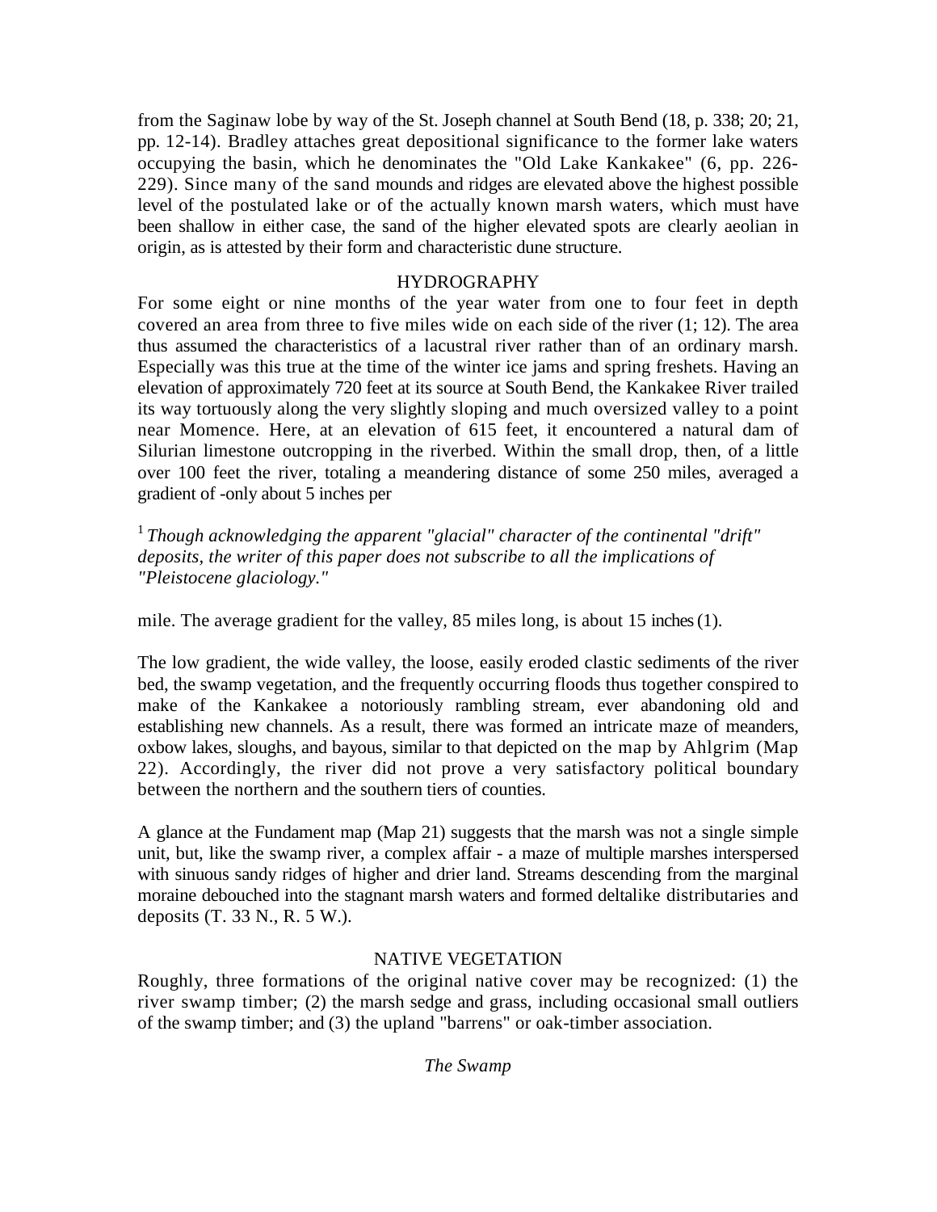from the Saginaw lobe by way of the St. Joseph channel at South Bend (18, p. 338; 20; 21, pp. 12-14). Bradley attaches great depositional significance to the former lake waters occupying the basin, which he denominates the "Old Lake Kankakee" (6, pp. 226-229). Since many of the sand mounds and ridges are elevated above the highest possible level of the postulated lake or of the actually known marsh waters, which must have been shallow in either case, the sand of the higher elevated spots are clearly aeolian in origin, as is attested by their form and characteristic dune structure.

## HYDROGRAPHY

For some eight or nine months of the year water from one to four feet in depth covered an area from three to five miles wide on each side of the river (1; 12). The area thus assumed the characteristics of a lacustral river rather than of an ordinary marsh. Especially was this true at the time of the winter ice jams and spring freshets. Having an elevation of approximately 720 feet at its source at South Bend, the Kankakee River trailed its way tortuously along the very slightly sloping and much oversized valley to a point near Momence. Here, at an elevation of 615 feet, it encountered a natural dam of Silurian limestone outcropping in the riverbed. Within the small drop, then, of a little over 100 feet the river, totaling a meandering distance of some 250 miles, averaged a gradient of -only about 5 inches per mile. The average gradient for the valley, 85 miles long, is about 15 inches (1).

[1] *Though acknowledging the apparent "glacial" character of the continental "drift" deposits, the writer of this paper does not subscribe to all the implications of "Pleistocene glaciology."*

The low gradient, the wide valley, the loose, easily eroded clastic sediments of the river bed, the swamp vegetation, and the frequently occurring floods thus together conspired to make of the Kankakee a notoriously rambling stream, ever abandoning old and establishing new channels. As a result, there was formed an intricate maze of meanders, oxbow lakes, sloughs, and bayous, similar to that depicted on the map by Ahlgrim (Map 22). Accordingly, the river did not prove a very satisfactory political boundary between the northern and the southern tiers of counties.

A glance at the Fundament map (Map 21) suggests that the marsh was not a single simple unit, but, like the swamp river, a complex affair - a maze of multiple marshes interspersed with sinuous sandy ridges of higher and drier land. Streams descending from the marginal moraine debouched into the stagnant marsh waters and formed deltalike distributaries and deposits (T. 33 N., R. 5 W.).

## NATIVE VEGETATION

Roughly, three formations of the original native cover may be recognized: (1) the river swamp timber; (2) the marsh sedge and grass, including occasional small outliers of the swamp timber; and (3) the upland "barrens" or oak-timber association.

### *The Swamp*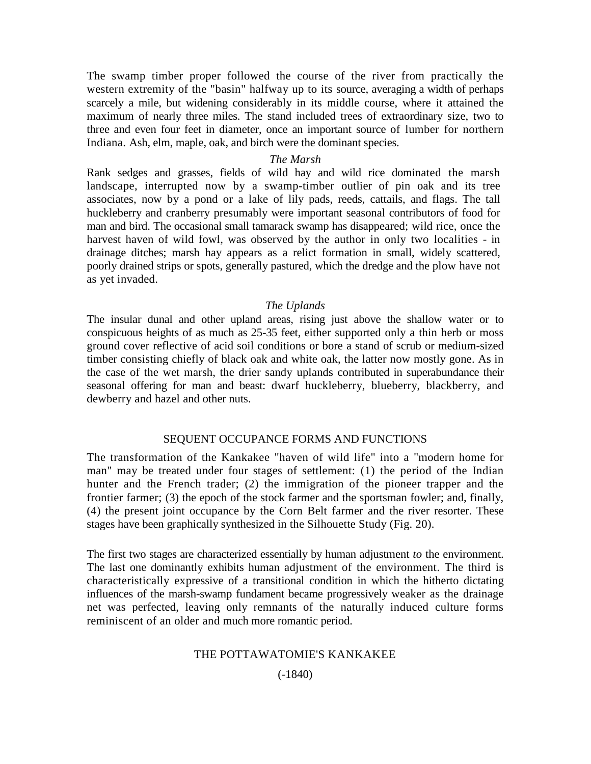The swamp timber proper followed the course of the river from practically the western extremity of the "basin" halfway up to its source, averaging a width of perhaps scarcely a mile, but widening considerably in its middle course, where it attained the maximum of nearly three miles. The stand included trees of extraordinary size, two to three and even four feet in diameter, once an important source of lumber for northern Indiana. Ash, elm, maple, oak, and birch were the dominant species.

### *The Marsh*

Rank sedges and grasses, fields of wild hay and wild rice dominated the marsh landscape, interrupted now by a swamp-timber outlier of pin oak and its tree associates, now by a pond or a lake of lily pads, reeds, cattails, and flags. The tall huckleberry and cranberry presumably were important seasonal contributors of food for man and bird. The occasional small tamarack swamp has disappeared; wild rice, once the harvest haven of wild fowl, was observed by the author in only two localities - in drainage ditches; marsh hay appears as a relict formation in small, widely scattered, poorly drained strips or spots, generally pastured, which the dredge and the plow have not as yet invaded.

### *The Uplands*

The insular dunal and other upland areas, rising just above the shallow water or to conspicuous heights of as much as 25-35 feet, either supported only a thin herb or moss ground cover reflective of acid soil conditions or bore a stand of scrub or medium-sized timber consisting chiefly of black oak and white oak, the latter now mostly gone. As in the case of the wet marsh, the drier sandy uplands contributed in superabundance their seasonal offering for man and beast: dwarf huckleberry, blueberry, blackberry, and dewberry and hazel and other nuts.

## SEQUENT OCCUPANCE FORMS AND FUNCTIONS

The transformation of the Kankakee "haven of wild life" into a "modern home for man" may be treated under four stages of settlement: (1) the period of the Indian hunter and the French trader; (2) the immigration of the pioneer trapper and the frontier farmer; (3) the epoch of the stock farmer and the sportsman fowler; and, finally, (4) the present joint occupance by the Corn Belt farmer and the river resorter. These stages have been graphically synthesized in the Silhouette Study (Fig. 20).

The first two stages are characterized essentially by human adjustment *to* the environment. The last one dominantly exhibits human adjustment of the environment. The third is characteristically expressive of a transitional condition in which the hitherto dictating influences of the marsh-swamp fundament became progressively weaker as the drainage net was perfected, leaving only remnants of the naturally induced culture forms reminiscent of an older and much more romantic period.

## THE POTTAWATOMIE'S KANKAKEE

(-1840)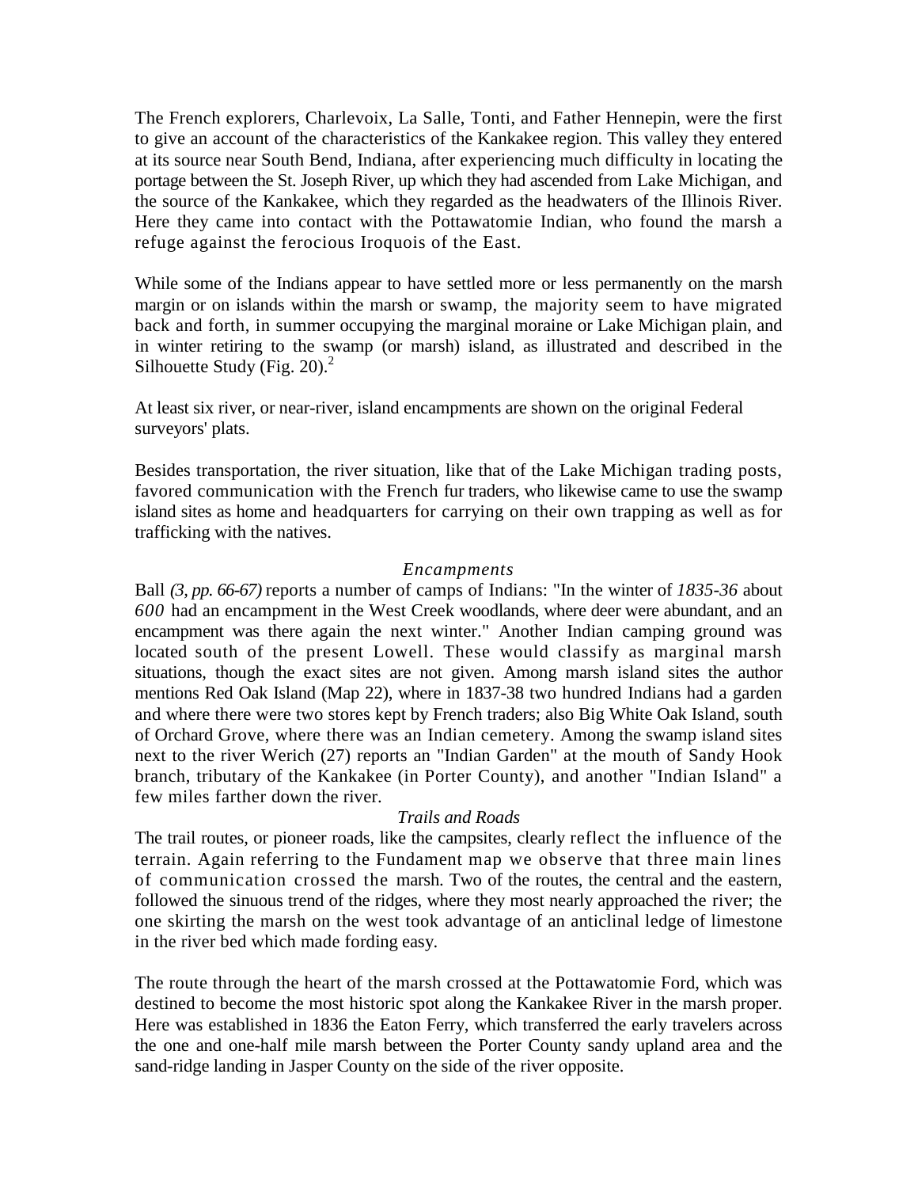The French explorers, Charlevoix, La Salle, Tonti, and Father Hennepin, were the first to give an account of the characteristics of the Kankakee region. This valley they entered at its source near South Bend, Indiana, after experiencing much difficulty in locating the portage between the St. Joseph River, up which they had ascended from Lake Michigan, and the source of the Kankakee, which they regarded as the headwaters of the Illinois River. Here they came into contact with the Pottawatomie Indian, who found the marsh a refuge against the ferocious Iroquois of the East.

While some of the Indians appear to have settled more or less permanently on the marsh margin or on islands within the marsh or swamp, the majority seem to have migrated back and forth, in summer occupying the marginal moraine or Lake Michigan plain, and in winter retiring to the swamp (or marsh) island, as illustrated and described in the Silhouette Study (Fig. 20).[2]

At least six river, or near-river, island encampments are shown on the original Federal surveyors' plats.

Besides transportation, the river situation, like that of the Lake Michigan trading posts, favored communication with the French fur traders, who likewise came to use the swamp island sites as home and headquarters for carrying on their own trapping as well as for trafficking with the natives.

### *Encampments*

Ball *(3, pp. 66-67)* reports a number of camps of Indians: "In the winter of *1835-36* about *600* had an encampment in the West Creek woodlands, where deer were abundant, and an encampment was there again the next winter." Another Indian camping ground was located south of the present Lowell. These would classify as marginal marsh situations, though the exact sites are not given. Among marsh island sites the author mentions Red Oak Island (Map 22), where in 1837-38 two hundred Indians had a garden and where there were two stores kept by French traders; also Big White Oak Island, south of Orchard Grove, where there was an Indian cemetery. Among the swamp island sites next to the river Werich (27) reports an "Indian Garden" at the mouth of Sandy Hook branch, tributary of the Kankakee (in Porter County), and another "Indian Island" a few miles farther down the river.

### *Trails and Roads*

The trail routes, or pioneer roads, like the campsites, clearly reflect the influence of the terrain. Again referring to the Fundament map we observe that three main lines of communication crossed the marsh. Two of the routes, the central and the eastern, followed the sinuous trend of the ridges, where they most nearly approached the river; the one skirting the marsh on the west took advantage of an anticlinal ledge of limestone in the river bed which made fording easy.

The route through the heart of the marsh crossed at the Pottawatomie Ford, which was destined to become the most historic spot along the Kankakee River in the marsh proper. Here was established in 1836 the Eaton Ferry, which transferred the early travelers across the one and one-half mile marsh between the Porter County sandy upland area and the sand-ridge landing in Jasper County on the side of the river opposite.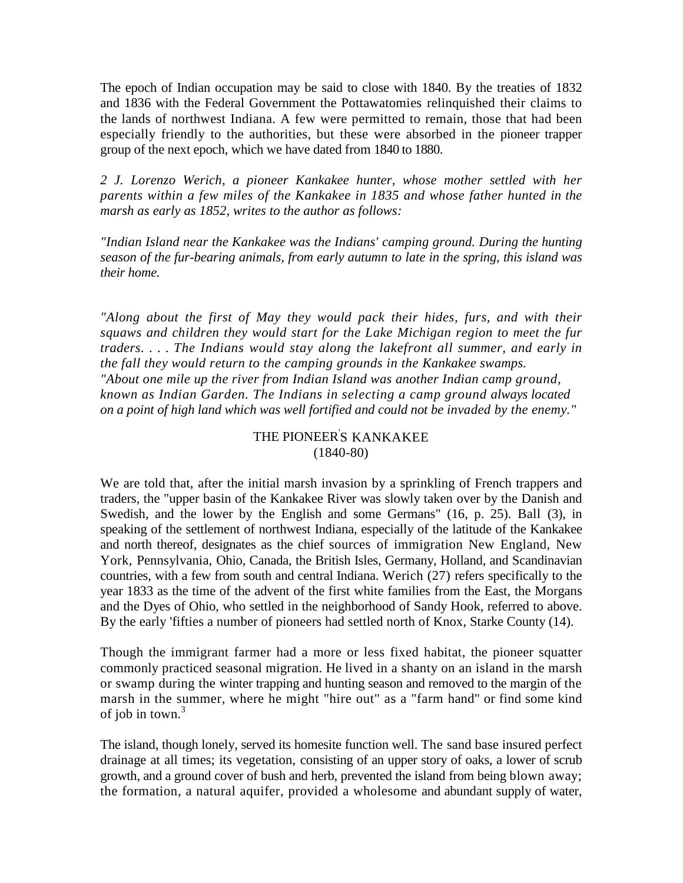The epoch of Indian occupation may be said to close with 1840. By the treaties of 1832 and 1836 with the Federal Government the Pottawatomies relinquished their claims to the lands of northwest Indiana. A few were permitted to remain, those that had been especially friendly to the authorities, but these were absorbed in the pioneer trapper group of the next epoch, which we have dated from 1840 to 1880.

*2 J. Lorenzo Werich, a pioneer Kankakee hunter, whose mother settled with her parents within a few miles of the Kankakee in 1835 and whose father hunted in the marsh as early as 1852, writes to the author as follows:*

*"Indian Island near the Kankakee was the Indians' camping ground. During the hunting season of the fur-bearing animals, from early autumn to late in the spring, this island was their home.*

*"Along about the first of May they would pack their hides, furs, and with their squaws and children they would start for the Lake Michigan region to meet the fur traders. . . . The Indians would stay along the lakefront all summer, and early in the fall they would return to the camping grounds in the Kankakee swamps.*
*"About one mile up the river from Indian Island was another Indian camp ground, known as Indian Garden. The Indians in selecting a camp ground always located on a point of high land which was well fortified and could not be invaded by the enemy."*

## THE PIONEER'S KANKAKEE (1840-80)

We are told that, after the initial marsh invasion by a sprinkling of French trappers and traders, the "upper basin of the Kankakee River was slowly taken over by the Danish and Swedish, and the lower by the English and some Germans" (16, p. 25). Ball (3), in speaking of the settlement of northwest Indiana, especially of the latitude of the Kankakee and north thereof, designates as the chief sources of immigration New England, New York, Pennsylvania, Ohio, Canada, the British Isles, Germany, Holland, and Scandinavian countries, with a few from south and central Indiana. Werich (27) refers specifically to the year 1833 as the time of the advent of the first white families from the East, the Morgans and the Dyes of Ohio, who settled in the neighborhood of Sandy Hook, referred to above. By the early 'fifties a number of pioneers had settled north of Knox, Starke County (14).

Though the immigrant farmer had a more or less fixed habitat, the pioneer squatter commonly practiced seasonal migration. He lived in a shanty on an island in the marsh or swamp during the winter trapping and hunting season and removed to the margin of the marsh in the summer, where he might "hire out" as a "farm hand" or find some kind of job in town.[3]

The island, though lonely, served its homesite function well. The sand base insured perfect drainage at all times; its vegetation, consisting of an upper story of oaks, a lower of scrub growth, and a ground cover of bush and herb, prevented the island from being blown away; the formation, a natural aquifer, provided a wholesome and abundant supply of water,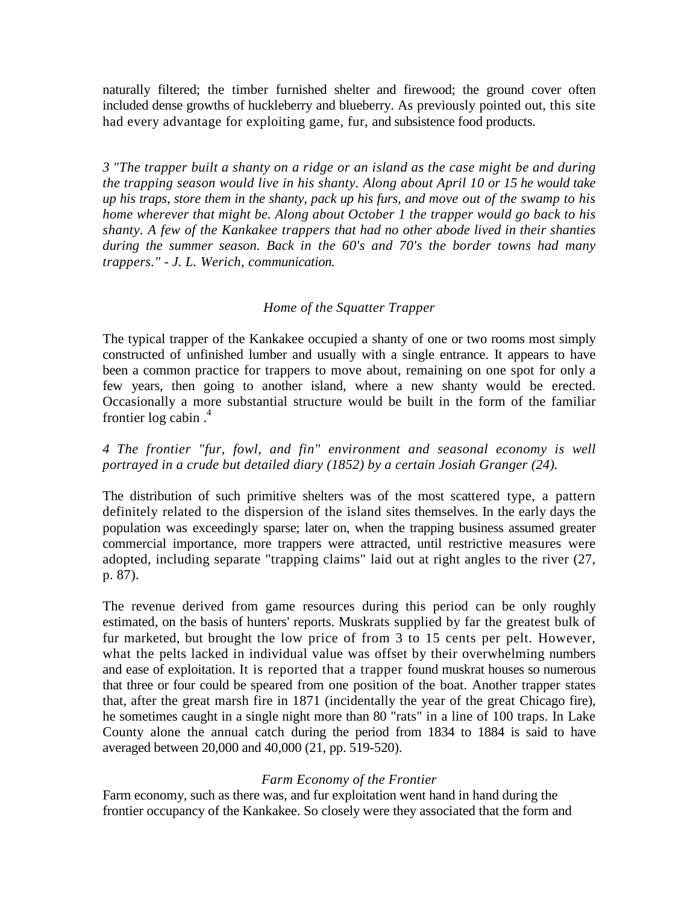naturally filtered; the timber furnished shelter and firewood; the ground cover often included dense growths of huckleberry and blueberry. As previously pointed out, this site had every advantage for exploiting game, fur, and subsistence food products.

*3 "The trapper built a shanty on a ridge or an island as the case might be and during the trapping season would live in his shanty. Along about April 10 or 15 he would take up his traps, store them in the shanty, pack up his furs, and move out of the swamp to his home wherever that might be. Along about October 1 the trapper would go back to his shanty. A few of the Kankakee trappers that had no other abode lived in their shanties during the summer season. Back in the 60's and 70's the border towns had many trappers." - J. L. Werich, communication.*

### *Home of the Squatter Trapper*

The typical trapper of the Kankakee occupied a shanty of one or two rooms most simply constructed of unfinished lumber and usually with a single entrance. It appears to have been a common practice for trappers to move about, remaining on one spot for only a few years, then going to another island, where a new shanty would be erected. Occasionally a more substantial structure would be built in the form of the familiar frontier log cabin .[4]

*4 The frontier "fur, fowl, and fin" environment and seasonal economy is well portrayed in a crude but detailed diary (1852) by a certain Josiah Granger (24).*

The distribution of such primitive shelters was of the most scattered type, a pattern definitely related to the dispersion of the island sites themselves. In the early days the population was exceedingly sparse; later on, when the trapping business assumed greater commercial importance, more trappers were attracted, until restrictive measures were adopted, including separate "trapping claims" laid out at right angles to the river (27, p. 87).

The revenue derived from game resources during this period can be only roughly estimated, on the basis of hunters' reports. Muskrats supplied by far the greatest bulk of fur marketed, but brought the low price of from 3 to 15 cents per pelt. However, what the pelts lacked in individual value was offset by their overwhelming numbers and ease of exploitation. It is reported that a trapper found muskrat houses so numerous that three or four could be speared from one position of the boat. Another trapper states that, after the great marsh fire in 1871 (incidentally the year of the great Chicago fire), he sometimes caught in a single night more than 80 "rats" in a line of 100 traps. In Lake County alone the annual catch during the period from 1834 to 1884 is said to have averaged between 20,000 and 40,000 (21, pp. 519-520).

### *Farm Economy of the Frontier*

Farm economy, such as there was, and fur exploitation went hand in hand during the frontier occupancy of the Kankakee. So closely were they associated that the form and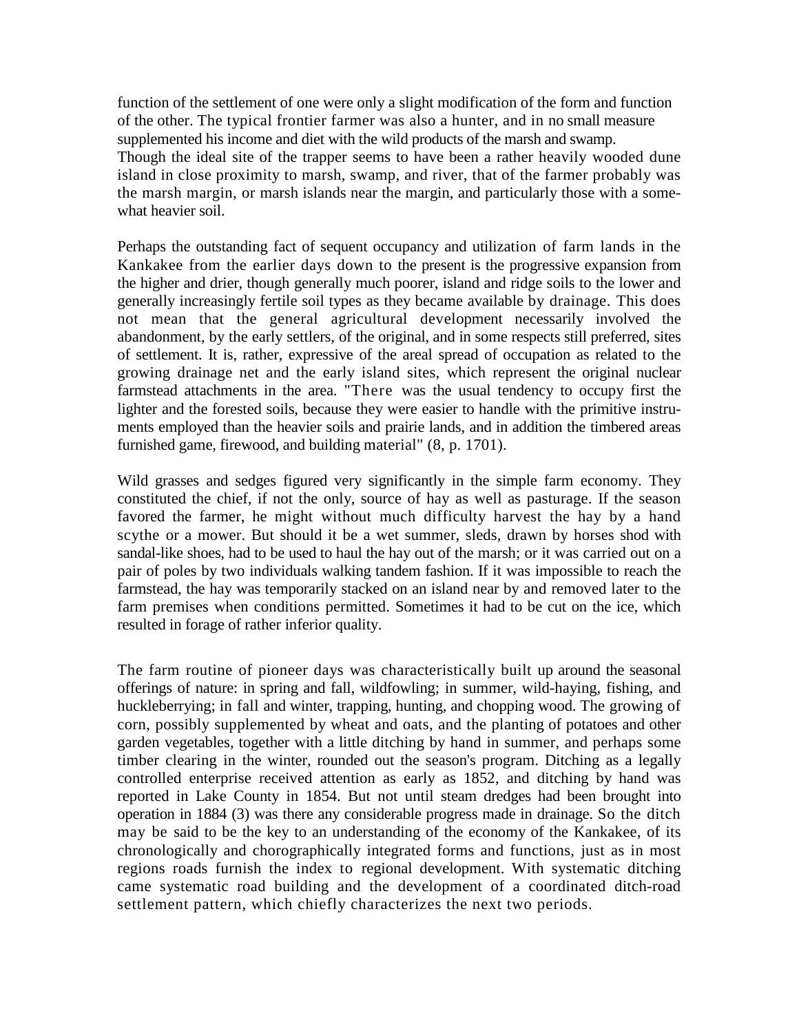function of the settlement of one were only a slight modification of the form and function of the other. The typical frontier farmer was also a hunter, and in no small measure supplemented his income and diet with the wild products of the marsh and swamp. Though the ideal site of the trapper seems to have been a rather heavily wooded dune island in close proximity to marsh, swamp, and river, that of the farmer probably was the marsh margin, or marsh islands near the margin, and particularly those with a somewhat heavier soil.

Perhaps the outstanding fact of sequent occupancy and utilization of farm lands in the Kankakee from the earlier days down to the present is the progressive expansion from the higher and drier, though generally much poorer, island and ridge soils to the lower and generally increasingly fertile soil types as they became available by drainage. This does not mean that the general agricultural development necessarily involved the abandonment, by the early settlers, of the original, and in some respects still preferred, sites of settlement. It is, rather, expressive of the areal spread of occupation as related to the growing drainage net and the early island sites, which represent the original nuclear farmstead attachments in the area. "There was the usual tendency to occupy first the lighter and the forested soils, because they were easier to handle with the primitive instruments employed than the heavier soils and prairie lands, and in addition the timbered areas furnished game, firewood, and building material" (8, p. 1701).

Wild grasses and sedges figured very significantly in the simple farm economy. They constituted the chief, if not the only, source of hay as well as pasturage. If the season favored the farmer, he might without much difficulty harvest the hay by a hand scythe or a mower. But should it be a wet summer, sleds, drawn by horses shod with sandal-like shoes, had to be used to haul the hay out of the marsh; or it was carried out on a pair of poles by two individuals walking tandem fashion. If it was impossible to reach the farmstead, the hay was temporarily stacked on an island near by and removed later to the farm premises when conditions permitted. Sometimes it had to be cut on the ice, which resulted in forage of rather inferior quality.

The farm routine of pioneer days was characteristically built up around the seasonal offerings of nature: in spring and fall, wildfowling; in summer, wild-haying, fishing, and huckleberrying; in fall and winter, trapping, hunting, and chopping wood. The growing of corn, possibly supplemented by wheat and oats, and the planting of potatoes and other garden vegetables, together with a little ditching by hand in summer, and perhaps some timber clearing in the winter, rounded out the season's program. Ditching as a legally controlled enterprise received attention as early as 1852, and ditching by hand was reported in Lake County in 1854. But not until steam dredges had been brought into operation in 1884 (3) was there any considerable progress made in drainage. So the ditch may be said to be the key to an understanding of the economy of the Kankakee, of its chronologically and chorographically integrated forms and functions, just as in most regions roads furnish the index to regional development. With systematic ditching came systematic road building and the development of a coordinated ditch-road settlement pattern, which chiefly characterizes the next two periods.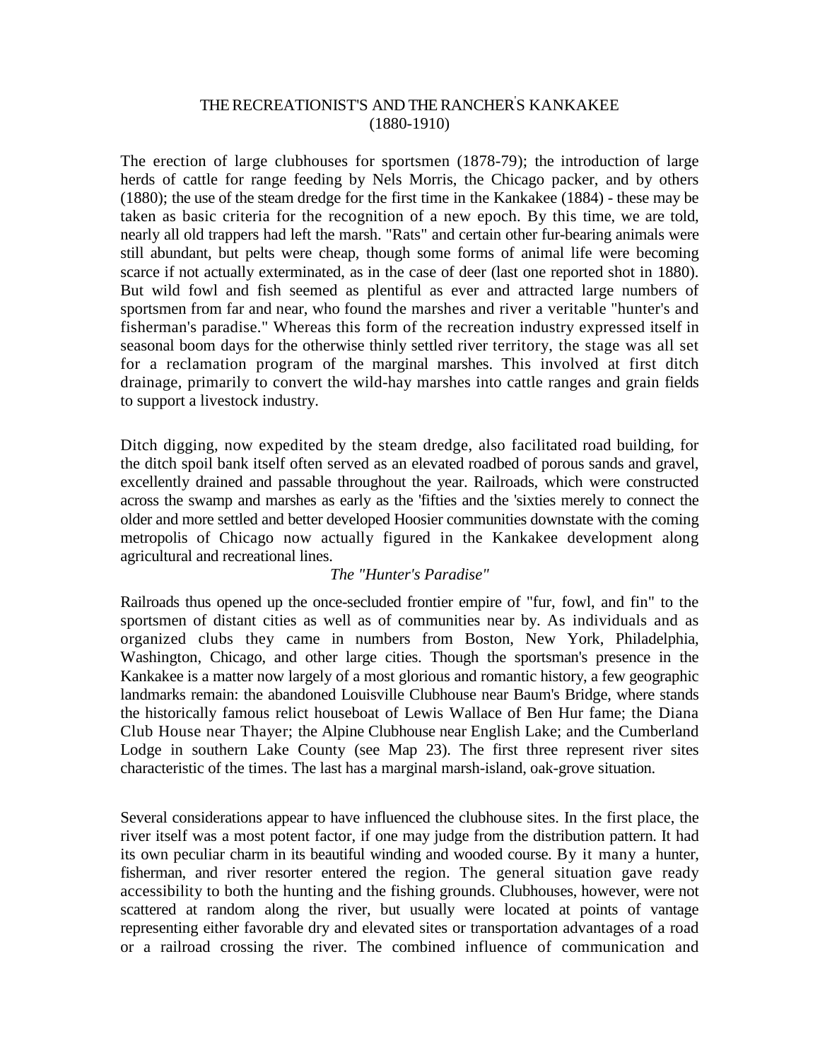## THE RECREATIONIST'S AND THE RANCHER'S KANKAKEE (1880-1910)

The erection of large clubhouses for sportsmen (1878-79); the introduction of large herds of cattle for range feeding by Nels Morris, the Chicago packer, and by others (1880); the use of the steam dredge for the first time in the Kankakee (1884) - these may be taken as basic criteria for the recognition of a new epoch. By this time, we are told, nearly all old trappers had left the marsh. "Rats" and certain other fur-bearing animals were still abundant, but pelts were cheap, though some forms of animal life were becoming scarce if not actually exterminated, as in the case of deer (last one reported shot in 1880). But wild fowl and fish seemed as plentiful as ever and attracted large numbers of sportsmen from far and near, who found the marshes and river a veritable "hunter's and fisherman's paradise." Whereas this form of the recreation industry expressed itself in seasonal boom days for the otherwise thinly settled river territory, the stage was all set for a reclamation program of the marginal marshes. This involved at first ditch drainage, primarily to convert the wild-hay marshes into cattle ranges and grain fields to support a livestock industry.

Ditch digging, now expedited by the steam dredge, also facilitated road building, for the ditch spoil bank itself often served as an elevated roadbed of porous sands and gravel, excellently drained and passable throughout the year. Railroads, which were constructed across the swamp and marshes as early as the 'fifties and the 'sixties merely to connect the older and more settled and better developed Hoosier communities downstate with the coming metropolis of Chicago now actually figured in the Kankakee development along agricultural and recreational lines.

### *The "Hunter's Paradise"*

Railroads thus opened up the once-secluded frontier empire of "fur, fowl, and fin" to the sportsmen of distant cities as well as of communities near by. As individuals and as organized clubs they came in numbers from Boston, New York, Philadelphia, Washington, Chicago, and other large cities. Though the sportsman's presence in the Kankakee is a matter now largely of a most glorious and romantic history, a few geographic landmarks remain: the abandoned Louisville Clubhouse near Baum's Bridge, where stands the historically famous relict houseboat of Lewis Wallace of Ben Hur fame; the Diana Club House near Thayer; the Alpine Clubhouse near English Lake; and the Cumberland Lodge in southern Lake County (see Map 23). The first three represent river sites characteristic of the times. The last has a marginal marsh-island, oak-grove situation.

Several considerations appear to have influenced the clubhouse sites. In the first place, the river itself was a most potent factor, if one may judge from the distribution pattern. It had its own peculiar charm in its beautiful winding and wooded course. By it many a hunter, fisherman, and river resorter entered the region. The general situation gave ready accessibility to both the hunting and the fishing grounds. Clubhouses, however, were not scattered at random along the river, but usually were located at points of vantage representing either favorable dry and elevated sites or transportation advantages of a road or a railroad crossing the river. The combined influence of communication and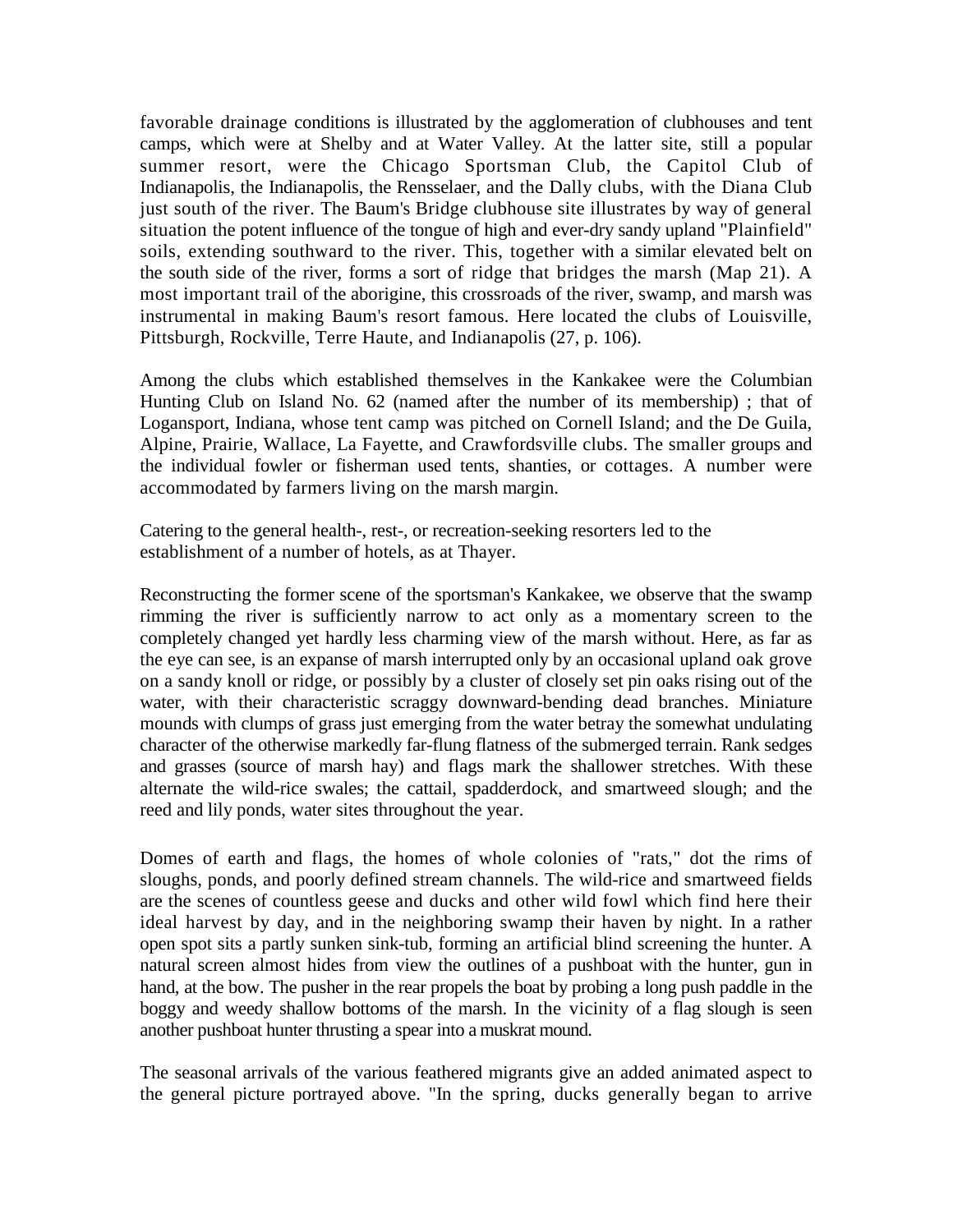favorable drainage conditions is illustrated by the agglomeration of clubhouses and tent camps, which were at Shelby and at Water Valley. At the latter site, still a popular summer resort, were the Chicago Sportsman Club, the Capitol Club of Indianapolis, the Indianapolis, the Rensselaer, and the Dally clubs, with the Diana Club just south of the river. The Baum's Bridge clubhouse site illustrates by way of general situation the potent influence of the tongue of high and ever-dry sandy upland "Plainfield" soils, extending southward to the river. This, together with a similar elevated belt on the south side of the river, forms a sort of ridge that bridges the marsh (Map 21). A most important trail of the aborigine, this crossroads of the river, swamp, and marsh was instrumental in making Baum's resort famous. Here located the clubs of Louisville, Pittsburgh, Rockville, Terre Haute, and Indianapolis (27, p. 106).

Among the clubs which established themselves in the Kankakee were the Columbian Hunting Club on Island No. 62 (named after the number of its membership) ; that of Logansport, Indiana, whose tent camp was pitched on Cornell Island; and the De Guila, Alpine, Prairie, Wallace, La Fayette, and Crawfordsville clubs. The smaller groups and the individual fowler or fisherman used tents, shanties, or cottages. A number were accommodated by farmers living on the marsh margin.

Catering to the general health-, rest-, or recreation-seeking resorters led to the establishment of a number of hotels, as at Thayer.

Reconstructing the former scene of the sportsman's Kankakee, we observe that the swamp rimming the river is sufficiently narrow to act only as a momentary screen to the completely changed yet hardly less charming view of the marsh without. Here, as far as the eye can see, is an expanse of marsh interrupted only by an occasional upland oak grove on a sandy knoll or ridge, or possibly by a cluster of closely set pin oaks rising out of the water, with their characteristic scraggy downward-bending dead branches. Miniature mounds with clumps of grass just emerging from the water betray the somewhat undulating character of the otherwise markedly far-flung flatness of the submerged terrain. Rank sedges and grasses (source of marsh hay) and flags mark the shallower stretches. With these alternate the wild-rice swales; the cattail, spadderdock, and smartweed slough; and the reed and lily ponds, water sites throughout the year.

Domes of earth and flags, the homes of whole colonies of "rats," dot the rims of sloughs, ponds, and poorly defined stream channels. The wild-rice and smartweed fields are the scenes of countless geese and ducks and other wild fowl which find here their ideal harvest by day, and in the neighboring swamp their haven by night. In a rather open spot sits a partly sunken sink-tub, forming an artificial blind screening the hunter. A natural screen almost hides from view the outlines of a pushboat with the hunter, gun in hand, at the bow. The pusher in the rear propels the boat by probing a long push paddle in the boggy and weedy shallow bottoms of the marsh. In the vicinity of a flag slough is seen another pushboat hunter thrusting a spear into a muskrat mound.

The seasonal arrivals of the various feathered migrants give an added animated aspect to the general picture portrayed above. "In the spring, ducks generally began to arrive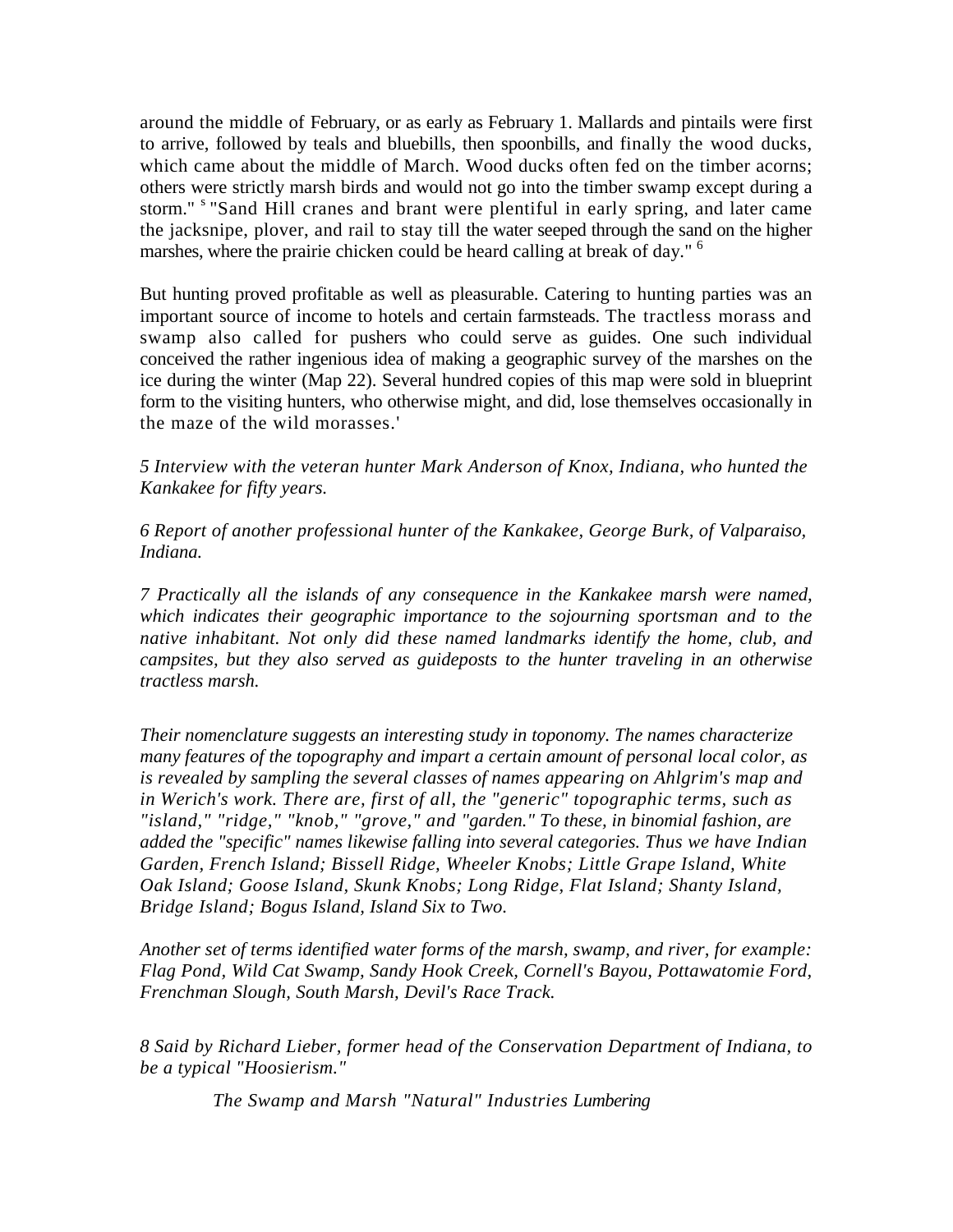around the middle of February, or as early as February 1. Mallards and pintails were first to arrive, followed by teals and bluebills, then spoonbills, and finally the wood ducks, which came about the middle of March. Wood ducks often fed on the timber acorns; others were strictly marsh birds and would not go into the timber swamp except during a storm."[5] "Sand Hill cranes and brant were plentiful in early spring, and later came the jacksnipe, plover, and rail to stay till the water seeped through the sand on the higher marshes, where the prairie chicken could be heard calling at break of day."[6]

But hunting proved profitable as well as pleasurable. Catering to hunting parties was an important source of income to hotels and certain farmsteads. The tractless morass and swamp also called for pushers who could serve as guides. One such individual conceived the rather ingenious idea of making a geographic survey of the marshes on the ice during the winter (Map 22). Several hundred copies of this map were sold in blueprint form to the visiting hunters, who otherwise might, and did, lose themselves occasionally in the maze of the wild morasses.'

*5 Interview with the veteran hunter Mark Anderson of Knox, Indiana, who hunted the Kankakee for fifty years.*

*6 Report of another professional hunter of the Kankakee, George Burk, of Valparaiso, Indiana.*

*7 Practically all the islands of any consequence in the Kankakee marsh were named, which indicates their geographic importance to the sojourning sportsman and to the native inhabitant. Not only did these named landmarks identify the home, club, and campsites, but they also served as guideposts to the hunter traveling in an otherwise tractless marsh.*

*Their nomenclature suggests an interesting study in toponomy. The names characterize many features of the topography and impart a certain amount of personal local color, as is revealed by sampling the several classes of names appearing on Ahlgrim's map and in Werich's work. There are, first of all, the "generic" topographic terms, such as "island," "ridge," "knob," "grove," and "garden." To these, in binomial fashion, are added the "specific" names likewise falling into several categories. Thus we have Indian Garden, French Island; Bissell Ridge, Wheeler Knobs; Little Grape Island, White Oak Island; Goose Island, Skunk Knobs; Long Ridge, Flat Island; Shanty Island, Bridge Island; Bogus Island, Island Six to Two.*

*Another set of terms identified water forms of the marsh, swamp, and river, for example: Flag Pond, Wild Cat Swamp, Sandy Hook Creek, Cornell's Bayou, Pottawatomie Ford, Frenchman Slough, South Marsh, Devil's Race Track.*

*8 Said by Richard Lieber, former head of the Conservation Department of Indiana, to be a typical "Hoosierism."*

*The Swamp and Marsh "Natural" Industries Lumbering*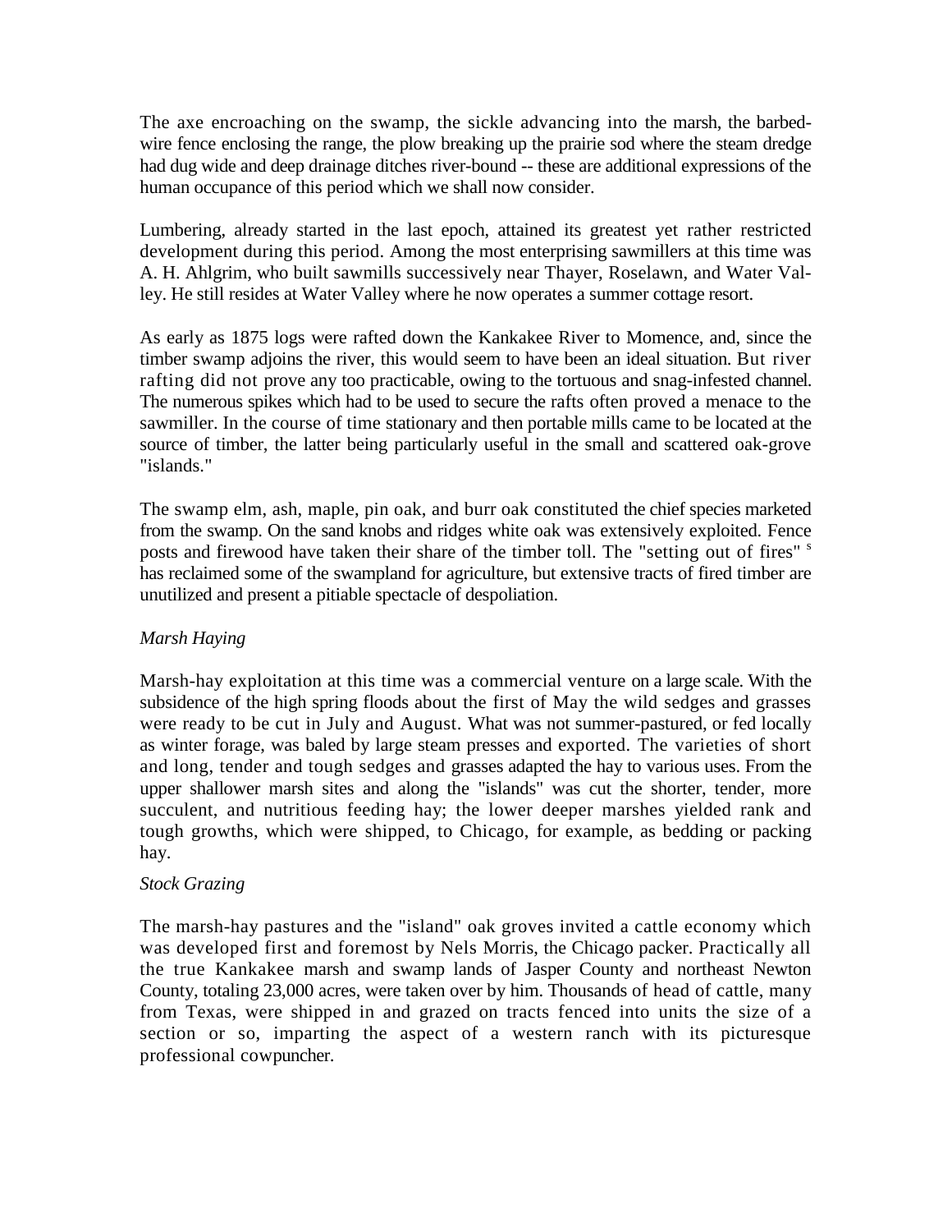The axe encroaching on the swamp, the sickle advancing into the marsh, the barbed-wire fence enclosing the range, the plow breaking up the prairie sod where the steam dredge had dug wide and deep drainage ditches river-bound -- these are additional expressions of the human occupance of this period which we shall now consider.

Lumbering, already started in the last epoch, attained its greatest yet rather restricted development during this period. Among the most enterprising sawmillers at this time was A. H. Ahlgrim, who built sawmills successively near Thayer, Roselawn, and Water Valley. He still resides at Water Valley where he now operates a summer cottage resort.

As early as 1875 logs were rafted down the Kankakee River to Momence, and, since the timber swamp adjoins the river, this would seem to have been an ideal situation. But river rafting did not prove any too practicable, owing to the tortuous and snag-infested channel. The numerous spikes which had to be used to secure the rafts often proved a menace to the sawmiller. In the course of time stationary and then portable mills came to be located at the source of timber, the latter being particularly useful in the small and scattered oak-grove "islands."

The swamp elm, ash, maple, pin oak, and burr oak constituted the chief species marketed from the swamp. On the sand knobs and ridges white oak was extensively exploited. Fence posts and firewood have taken their share of the timber toll. The "setting out of fires" [s] has reclaimed some of the swampland for agriculture, but extensive tracts of fired timber are unutilized and present a pitiable spectacle of despoliation.

*Marsh Haying*

Marsh-hay exploitation at this time was a commercial venture on a large scale. With the subsidence of the high spring floods about the first of May the wild sedges and grasses were ready to be cut in July and August. What was not summer-pastured, or fed locally as winter forage, was baled by large steam presses and exported. The varieties of short and long, tender and tough sedges and grasses adapted the hay to various uses. From the upper shallower marsh sites and along the "islands" was cut the shorter, tender, more succulent, and nutritious feeding hay; the lower deeper marshes yielded rank and tough growths, which were shipped, to Chicago, for example, as bedding or packing hay.

*Stock Grazing*

The marsh-hay pastures and the "island" oak groves invited a cattle economy which was developed first and foremost by Nels Morris, the Chicago packer. Practically all the true Kankakee marsh and swamp lands of Jasper County and northeast Newton County, totaling 23,000 acres, were taken over by him. Thousands of head of cattle, many from Texas, were shipped in and grazed on tracts fenced into units the size of a section or so, imparting the aspect of a western ranch with its picturesque professional cowpuncher.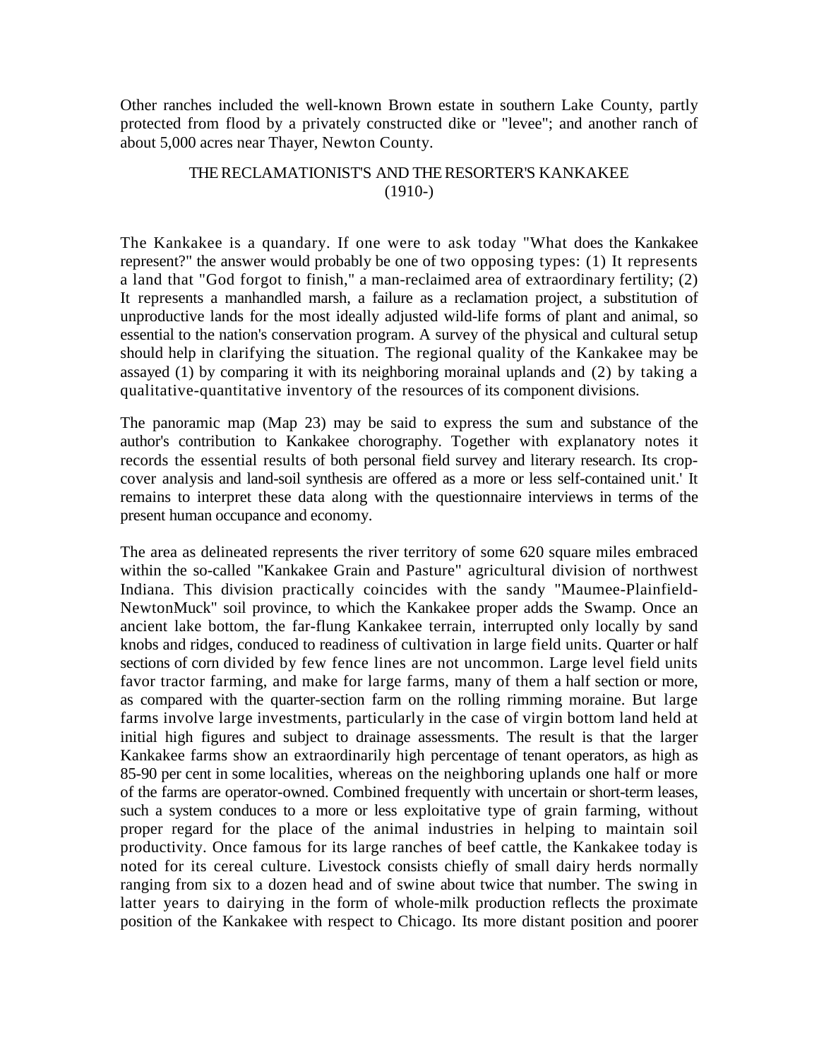Other ranches included the well-known Brown estate in southern Lake County, partly protected from flood by a privately constructed dike or "levee"; and another ranch of about 5,000 acres near Thayer, Newton County.

## THE RECLAMATIONIST'S AND THE RESORTER'S KANKAKEE (1910-)

The Kankakee is a quandary. If one were to ask today "What does the Kankakee represent?" the answer would probably be one of two opposing types: (1) It represents a land that "God forgot to finish," a man-reclaimed area of extraordinary fertility; (2) It represents a manhandled marsh, a failure as a reclamation project, a substitution of unproductive lands for the most ideally adjusted wild-life forms of plant and animal, so essential to the nation's conservation program. A survey of the physical and cultural setup should help in clarifying the situation. The regional quality of the Kankakee may be assayed (1) by comparing it with its neighboring morainal uplands and (2) by taking a qualitative-quantitative inventory of the resources of its component divisions.

The panoramic map (Map 23) may be said to express the sum and substance of the author's contribution to Kankakee chorography. Together with explanatory notes it records the essential results of both personal field survey and literary research. Its crop-cover analysis and land-soil synthesis are offered as a more or less self-contained unit.' It remains to interpret these data along with the questionnaire interviews in terms of the present human occupance and economy.

The area as delineated represents the river territory of some 620 square miles embraced within the so-called "Kankakee Grain and Pasture" agricultural division of northwest Indiana. This division practically coincides with the sandy "Maumee-Plainfield-NewtonMuck" soil province, to which the Kankakee proper adds the Swamp. Once an ancient lake bottom, the far-flung Kankakee terrain, interrupted only locally by sand knobs and ridges, conduced to readiness of cultivation in large field units. Quarter or half sections of corn divided by few fence lines are not uncommon. Large level field units favor tractor farming, and make for large farms, many of them a half section or more, as compared with the quarter-section farm on the rolling rimming moraine. But large farms involve large investments, particularly in the case of virgin bottom land held at initial high figures and subject to drainage assessments. The result is that the larger Kankakee farms show an extraordinarily high percentage of tenant operators, as high as 85-90 per cent in some localities, whereas on the neighboring uplands one half or more of the farms are operator-owned. Combined frequently with uncertain or short-term leases, such a system conduces to a more or less exploitative type of grain farming, without proper regard for the place of the animal industries in helping to maintain soil productivity. Once famous for its large ranches of beef cattle, the Kankakee today is noted for its cereal culture. Livestock consists chiefly of small dairy herds normally ranging from six to a dozen head and of swine about twice that number. The swing in latter years to dairying in the form of whole-milk production reflects the proximate position of the Kankakee with respect to Chicago. Its more distant position and poorer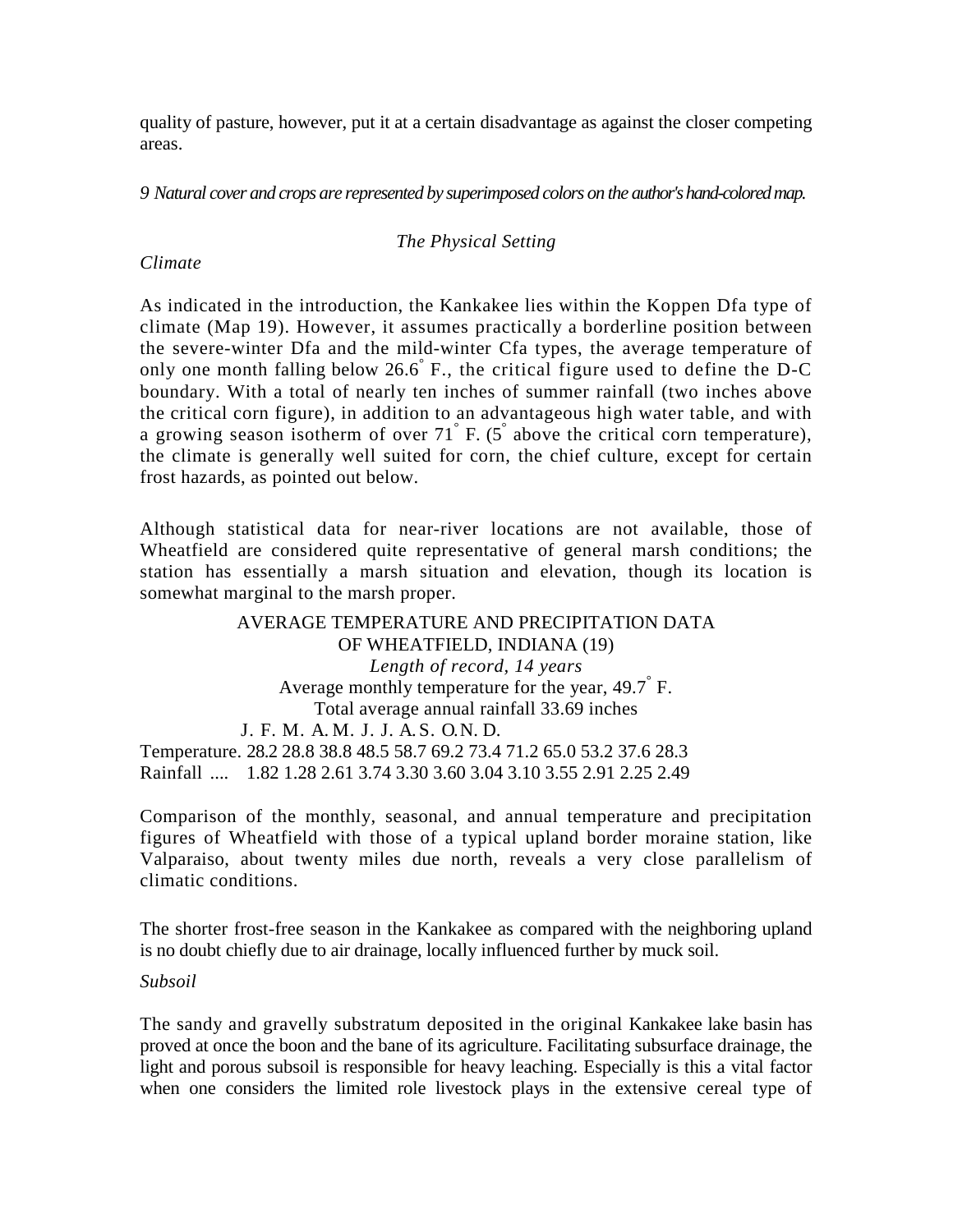quality of pasture, however, put it at a certain disadvantage as against the closer competing areas.

*9 Natural cover and crops are represented by superimposed colors on the author's hand-colored map.*

## *The Physical Setting*

### *Climate*

As indicated in the introduction, the Kankakee lies within the Koppen Dfa type of climate (Map 19). However, it assumes practically a borderline position between the severe-winter Dfa and the mild-winter Cfa types, the average temperature of only one month falling below 26.6° F., the critical figure used to define the D-C boundary. With a total of nearly ten inches of summer rainfall (two inches above the critical corn figure), in addition to an advantageous high water table, and with a growing season isotherm of over 71° F. (5° above the critical corn temperature), the climate is generally well suited for corn, the chief culture, except for certain frost hazards, as pointed out below.

Although statistical data for near-river locations are not available, those of Wheatfield are considered quite representative of general marsh conditions; the station has essentially a marsh situation and elevation, though its location is somewhat marginal to the marsh proper.

AVERAGE TEMPERATURE AND PRECIPITATION DATA OF WHEATFIELD, INDIANA (19)
*Length of record, 14 years*
Average monthly temperature for the year, 49.7° F.
Total average annual rainfall 33.69 inches

| | J. | F. | M. | A. | M. | J. | J. | A. | S. | O. | N. | D. |
|---|---|---|---|---|---|---|---|---|---|---|---|---|
| Temperature. | 28.2 | 28.8 | 38.8 | 48.5 | 58.7 | 69.2 | 73.4 | 71.2 | 65.0 | 53.2 | 37.6 | 28.3 |
| Rainfall .... | 1.82 | 1.28 | 2.61 | 3.74 | 3.30 | 3.60 | 3.04 | 3.10 | 3.55 | 2.91 | 2.25 | 2.49 |

Comparison of the monthly, seasonal, and annual temperature and precipitation figures of Wheatfield with those of a typical upland border moraine station, like Valparaiso, about twenty miles due north, reveals a very close parallelism of climatic conditions.

The shorter frost-free season in the Kankakee as compared with the neighboring upland is no doubt chiefly due to air drainage, locally influenced further by muck soil.

### *Subsoil*

The sandy and gravelly substratum deposited in the original Kankakee lake basin has proved at once the boon and the bane of its agriculture. Facilitating subsurface drainage, the light and porous subsoil is responsible for heavy leaching. Especially is this a vital factor when one considers the limited role livestock plays in the extensive cereal type of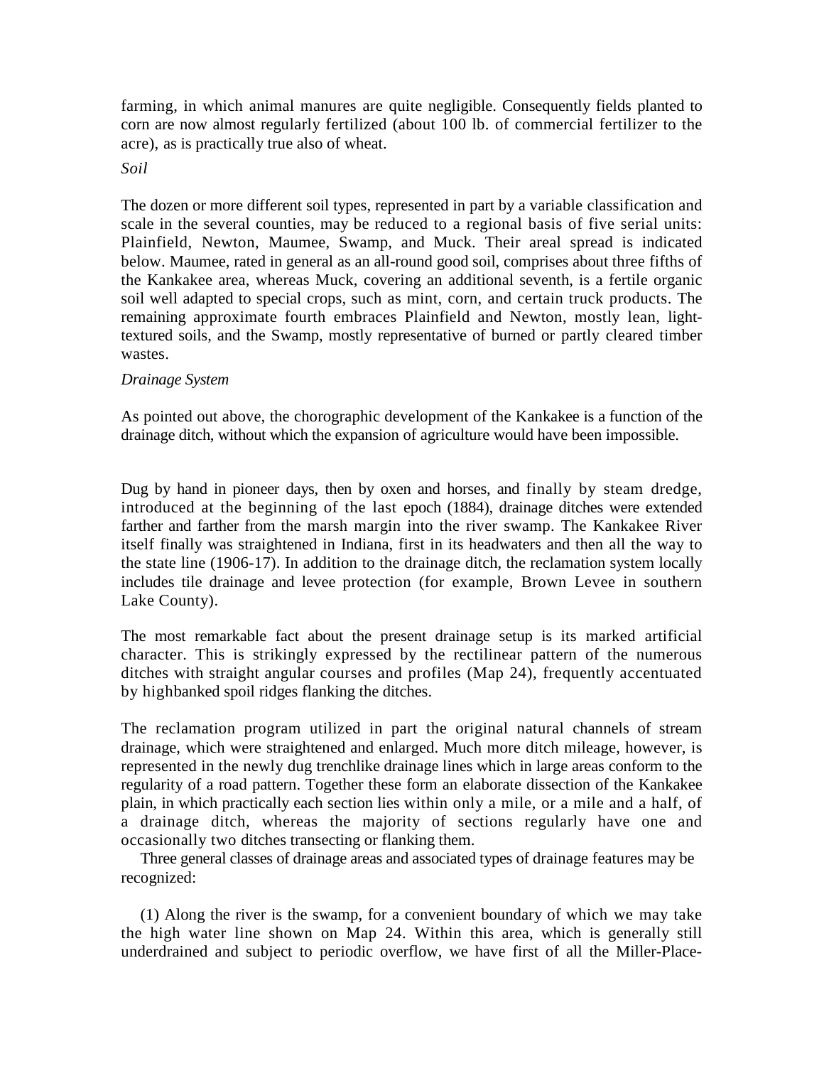farming, in which animal manures are quite negligible. Consequently fields planted to corn are now almost regularly fertilized (about 100 lb. of commercial fertilizer to the acre), as is practically true also of wheat.

*Soil*

The dozen or more different soil types, represented in part by a variable classification and scale in the several counties, may be reduced to a regional basis of five serial units: Plainfield, Newton, Maumee, Swamp, and Muck. Their areal spread is indicated below. Maumee, rated in general as an all-round good soil, comprises about three fifths of the Kankakee area, whereas Muck, covering an additional seventh, is a fertile organic soil well adapted to special crops, such as mint, corn, and certain truck products. The remaining approximate fourth embraces Plainfield and Newton, mostly lean, light-textured soils, and the Swamp, mostly representative of burned or partly cleared timber wastes.

*Drainage System*

As pointed out above, the chorographic development of the Kankakee is a function of the drainage ditch, without which the expansion of agriculture would have been impossible.

Dug by hand in pioneer days, then by oxen and horses, and finally by steam dredge, introduced at the beginning of the last epoch (1884), drainage ditches were extended farther and farther from the marsh margin into the river swamp. The Kankakee River itself finally was straightened in Indiana, first in its headwaters and then all the way to the state line (1906-17). In addition to the drainage ditch, the reclamation system locally includes tile drainage and levee protection (for example, Brown Levee in southern Lake County).

The most remarkable fact about the present drainage setup is its marked artificial character. This is strikingly expressed by the rectilinear pattern of the numerous ditches with straight angular courses and profiles (Map 24), frequently accentuated by highbanked spoil ridges flanking the ditches.

The reclamation program utilized in part the original natural channels of stream drainage, which were straightened and enlarged. Much more ditch mileage, however, is represented in the newly dug trenchlike drainage lines which in large areas conform to the regularity of a road pattern. Together these form an elaborate dissection of the Kankakee plain, in which practically each section lies within only a mile, or a mile and a half, of a drainage ditch, whereas the majority of sections regularly have one and occasionally two ditches transecting or flanking them.

Three general classes of drainage areas and associated types of drainage features may be recognized:

(1) Along the river is the swamp, for a convenient boundary of which we may take the high water line shown on Map 24. Within this area, which is generally still underdrained and subject to periodic overflow, we have first of all the Miller-Place-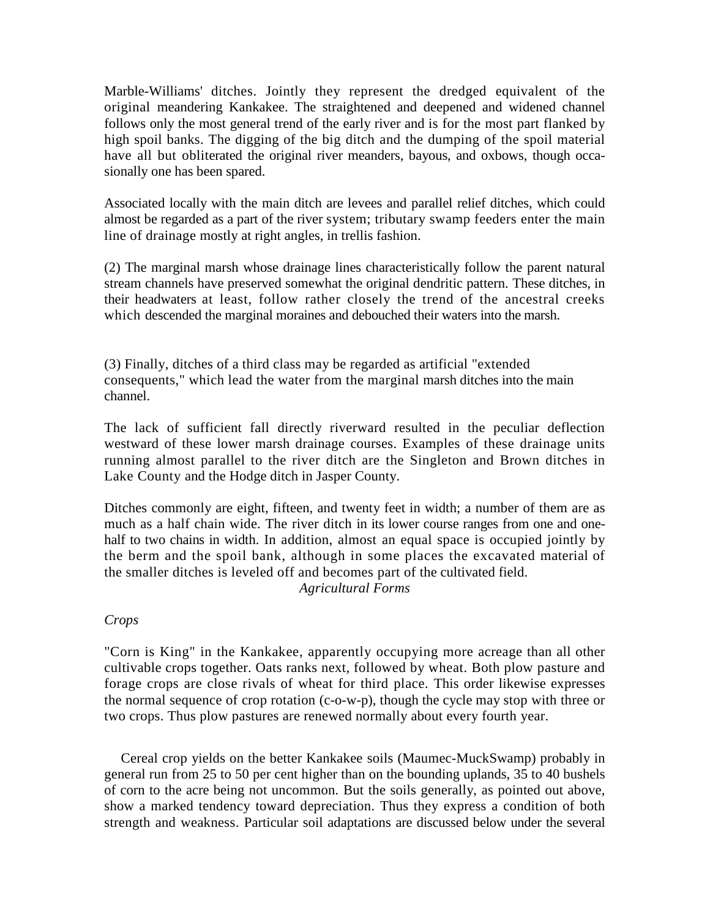Marble-Williams' ditches. Jointly they represent the dredged equivalent of the original meandering Kankakee. The straightened and deepened and widened channel follows only the most general trend of the early river and is for the most part flanked by high spoil banks. The digging of the big ditch and the dumping of the spoil material have all but obliterated the original river meanders, bayous, and oxbows, though occasionally one has been spared.

Associated locally with the main ditch are levees and parallel relief ditches, which could almost be regarded as a part of the river system; tributary swamp feeders enter the main line of drainage mostly at right angles, in trellis fashion.

(2) The marginal marsh whose drainage lines characteristically follow the parent natural stream channels have preserved somewhat the original dendritic pattern. These ditches, in their headwaters at least, follow rather closely the trend of the ancestral creeks which descended the marginal moraines and debouched their waters into the marsh.

(3) Finally, ditches of a third class may be regarded as artificial "extended consequents," which lead the water from the marginal marsh ditches into the main channel.

The lack of sufficient fall directly riverward resulted in the peculiar deflection westward of these lower marsh drainage courses. Examples of these drainage units running almost parallel to the river ditch are the Singleton and Brown ditches in Lake County and the Hodge ditch in Jasper County.

Ditches commonly are eight, fifteen, and twenty feet in width; a number of them are as much as a half chain wide. The river ditch in its lower course ranges from one and one-half to two chains in width. In addition, almost an equal space is occupied jointly by the berm and the spoil bank, although in some places the excavated material of the smaller ditches is leveled off and becomes part of the cultivated field.

## *Agricultural Forms*

### *Crops*

"Corn is King" in the Kankakee, apparently occupying more acreage than all other cultivable crops together. Oats ranks next, followed by wheat. Both plow pasture and forage crops are close rivals of wheat for third place. This order likewise expresses the normal sequence of crop rotation (c-o-w-p), though the cycle may stop with three or two crops. Thus plow pastures are renewed normally about every fourth year.

Cereal crop yields on the better Kankakee soils (Maumec-MuckSwamp) probably in general run from 25 to 50 per cent higher than on the bounding uplands, 35 to 40 bushels of corn to the acre being not uncommon. But the soils generally, as pointed out above, show a marked tendency toward depreciation. Thus they express a condition of both strength and weakness. Particular soil adaptations are discussed below under the several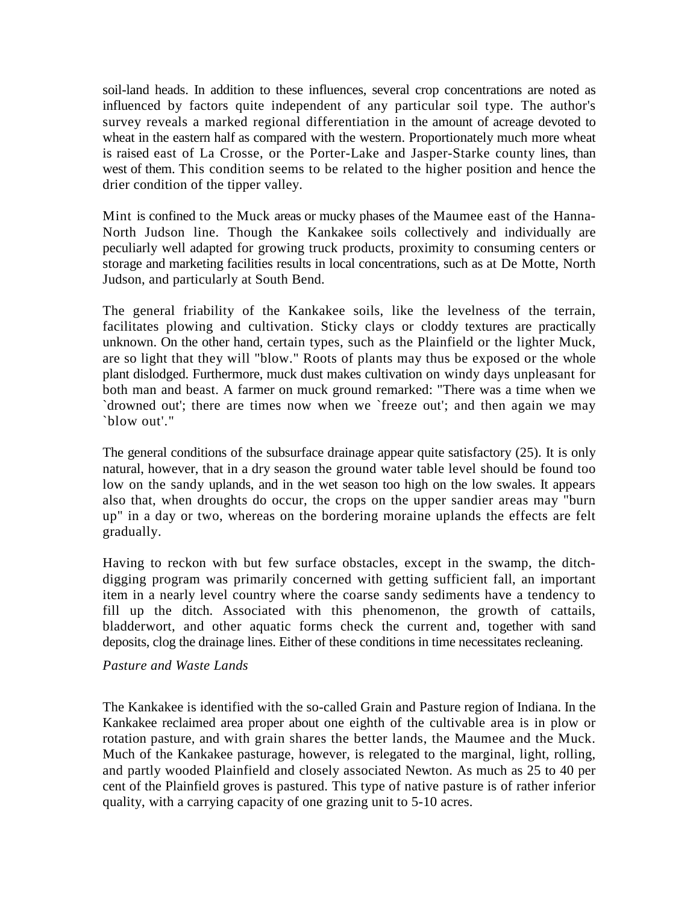soil-land heads. In addition to these influences, several crop concentrations are noted as influenced by factors quite independent of any particular soil type. The author's survey reveals a marked regional differentiation in the amount of acreage devoted to wheat in the eastern half as compared with the western. Proportionately much more wheat is raised east of La Crosse, or the Porter-Lake and Jasper-Starke county lines, than west of them. This condition seems to be related to the higher position and hence the drier condition of the tipper valley.

Mint is confined to the Muck areas or mucky phases of the Maumee east of the Hanna-North Judson line. Though the Kankakee soils collectively and individually are peculiarly well adapted for growing truck products, proximity to consuming centers or storage and marketing facilities results in local concentrations, such as at De Motte, North Judson, and particularly at South Bend.

The general friability of the Kankakee soils, like the levelness of the terrain, facilitates plowing and cultivation. Sticky clays or cloddy textures are practically unknown. On the other hand, certain types, such as the Plainfield or the lighter Muck, are so light that they will "blow." Roots of plants may thus be exposed or the whole plant dislodged. Furthermore, muck dust makes cultivation on windy days unpleasant for both man and beast. A farmer on muck ground remarked: "There was a time when we `drowned out'; there are times now when we `freeze out'; and then again we may `blow out'."

The general conditions of the subsurface drainage appear quite satisfactory (25). It is only natural, however, that in a dry season the ground water table level should be found too low on the sandy uplands, and in the wet season too high on the low swales. It appears also that, when droughts do occur, the crops on the upper sandier areas may "burn up" in a day or two, whereas on the bordering moraine uplands the effects are felt gradually.

Having to reckon with but few surface obstacles, except in the swamp, the ditch-digging program was primarily concerned with getting sufficient fall, an important item in a nearly level country where the coarse sandy sediments have a tendency to fill up the ditch. Associated with this phenomenon, the growth of cattails, bladderwort, and other aquatic forms check the current and, together with sand deposits, clog the drainage lines. Either of these conditions in time necessitates recleaning.

*Pasture and Waste Lands*

The Kankakee is identified with the so-called Grain and Pasture region of Indiana. In the Kankakee reclaimed area proper about one eighth of the cultivable area is in plow or rotation pasture, and with grain shares the better lands, the Maumee and the Muck. Much of the Kankakee pasturage, however, is relegated to the marginal, light, rolling, and partly wooded Plainfield and closely associated Newton. As much as 25 to 40 per cent of the Plainfield groves is pastured. This type of native pasture is of rather inferior quality, with a carrying capacity of one grazing unit to 5-10 acres.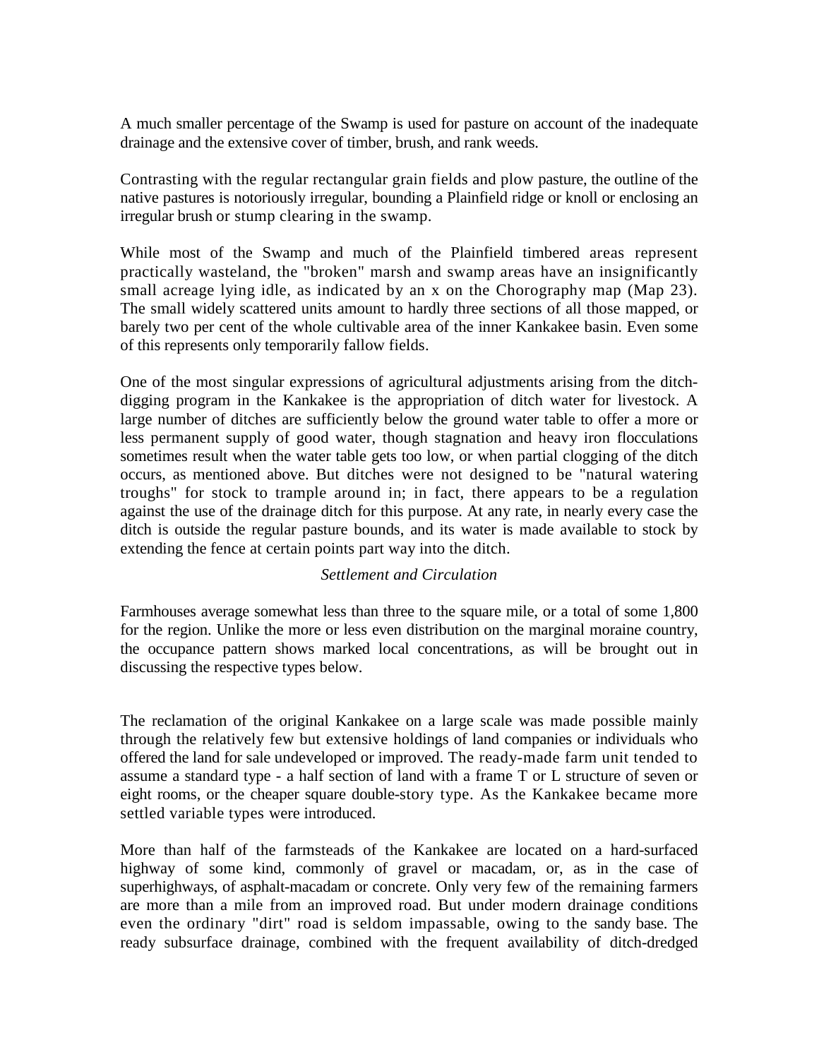A much smaller percentage of the Swamp is used for pasture on account of the inadequate drainage and the extensive cover of timber, brush, and rank weeds.

Contrasting with the regular rectangular grain fields and plow pasture, the outline of the native pastures is notoriously irregular, bounding a Plainfield ridge or knoll or enclosing an irregular brush or stump clearing in the swamp.

While most of the Swamp and much of the Plainfield timbered areas represent practically wasteland, the "broken" marsh and swamp areas have an insignificantly small acreage lying idle, as indicated by an x on the Chorography map (Map 23). The small widely scattered units amount to hardly three sections of all those mapped, or barely two per cent of the whole cultivable area of the inner Kankakee basin. Even some of this represents only temporarily fallow fields.

One of the most singular expressions of agricultural adjustments arising from the ditch-digging program in the Kankakee is the appropriation of ditch water for livestock. A large number of ditches are sufficiently below the ground water table to offer a more or less permanent supply of good water, though stagnation and heavy iron flocculations sometimes result when the water table gets too low, or when partial clogging of the ditch occurs, as mentioned above. But ditches were not designed to be "natural watering troughs" for stock to trample around in; in fact, there appears to be a regulation against the use of the drainage ditch for this purpose. At any rate, in nearly every case the ditch is outside the regular pasture bounds, and its water is made available to stock by extending the fence at certain points part way into the ditch.

*Settlement and Circulation*

Farmhouses average somewhat less than three to the square mile, or a total of some 1,800 for the region. Unlike the more or less even distribution on the marginal moraine country, the occupance pattern shows marked local concentrations, as will be brought out in discussing the respective types below.

The reclamation of the original Kankakee on a large scale was made possible mainly through the relatively few but extensive holdings of land companies or individuals who offered the land for sale undeveloped or improved. The ready-made farm unit tended to assume a standard type - a half section of land with a frame T or L structure of seven or eight rooms, or the cheaper square double-story type. As the Kankakee became more settled variable types were introduced.

More than half of the farmsteads of the Kankakee are located on a hard-surfaced highway of some kind, commonly of gravel or macadam, or, as in the case of superhighways, of asphalt-macadam or concrete. Only very few of the remaining farmers are more than a mile from an improved road. But under modern drainage conditions even the ordinary "dirt" road is seldom impassable, owing to the sandy base. The ready subsurface drainage, combined with the frequent availability of ditch-dredged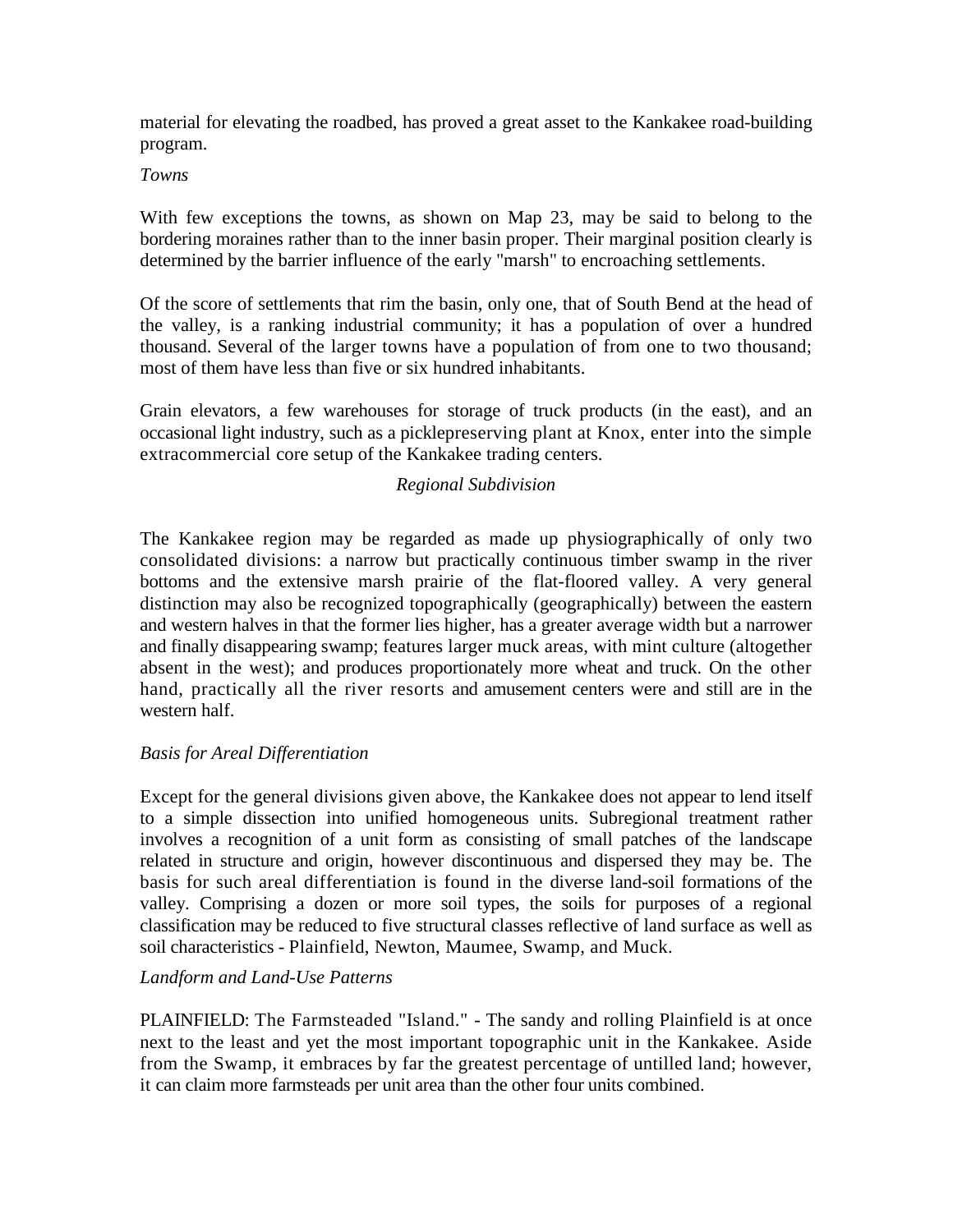material for elevating the roadbed, has proved a great asset to the Kankakee road-building program.

*Towns*

With few exceptions the towns, as shown on Map 23, may be said to belong to the bordering moraines rather than to the inner basin proper. Their marginal position clearly is determined by the barrier influence of the early "marsh" to encroaching settlements.

Of the score of settlements that rim the basin, only one, that of South Bend at the head of the valley, is a ranking industrial community; it has a population of over a hundred thousand. Several of the larger towns have a population of from one to two thousand; most of them have less than five or six hundred inhabitants.

Grain elevators, a few warehouses for storage of truck products (in the east), and an occasional light industry, such as a picklepreserving plant at Knox, enter into the simple extracommercial core setup of the Kankakee trading centers.

## *Regional Subdivision*

The Kankakee region may be regarded as made up physiographically of only two consolidated divisions: a narrow but practically continuous timber swamp in the river bottoms and the extensive marsh prairie of the flat-floored valley. A very general distinction may also be recognized topographically (geographically) between the eastern and western halves in that the former lies higher, has a greater average width but a narrower and finally disappearing swamp; features larger muck areas, with mint culture (altogether absent in the west); and produces proportionately more wheat and truck. On the other hand, practically all the river resorts and amusement centers were and still are in the western half.

### *Basis for Areal Differentiation*

Except for the general divisions given above, the Kankakee does not appear to lend itself to a simple dissection into unified homogeneous units. Subregional treatment rather involves a recognition of a unit form as consisting of small patches of the landscape related in structure and origin, however discontinuous and dispersed they may be. The basis for such areal differentiation is found in the diverse land-soil formations of the valley. Comprising a dozen or more soil types, the soils for purposes of a regional classification may be reduced to five structural classes reflective of land surface as well as soil characteristics - Plainfield, Newton, Maumee, Swamp, and Muck.

### *Landform and Land-Use Patterns*

PLAINFIELD: The Farmsteaded "Island." - The sandy and rolling Plainfield is at once next to the least and yet the most important topographic unit in the Kankakee. Aside from the Swamp, it embraces by far the greatest percentage of untilled land; however, it can claim more farmsteads per unit area than the other four units combined.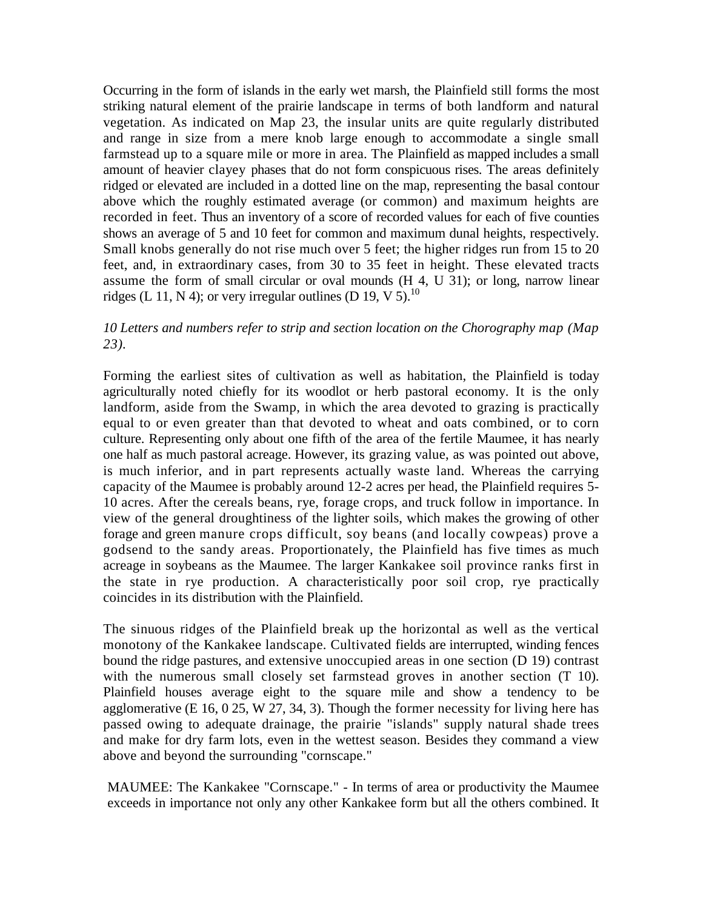Occurring in the form of islands in the early wet marsh, the Plainfield still forms the most striking natural element of the prairie landscape in terms of both landform and natural vegetation. As indicated on Map 23, the insular units are quite regularly distributed and range in size from a mere knob large enough to accommodate a single small farmstead up to a square mile or more in area. The Plainfield as mapped includes a small amount of heavier clayey phases that do not form conspicuous rises. The areas definitely ridged or elevated are included in a dotted line on the map, representing the basal contour above which the roughly estimated average (or common) and maximum heights are recorded in feet. Thus an inventory of a score of recorded values for each of five counties shows an average of 5 and 10 feet for common and maximum dunal heights, respectively. Small knobs generally do not rise much over 5 feet; the higher ridges run from 15 to 20 feet, and, in extraordinary cases, from 30 to 35 feet in height. These elevated tracts assume the form of small circular or oval mounds (H 4, U 31); or long, narrow linear ridges (L 11, N 4); or very irregular outlines (D 19, V 5).[10]

*10 Letters and numbers refer to strip and section location on the Chorography map (Map 23).*

Forming the earliest sites of cultivation as well as habitation, the Plainfield is today agriculturally noted chiefly for its woodlot or herb pastoral economy. It is the only landform, aside from the Swamp, in which the area devoted to grazing is practically equal to or even greater than that devoted to wheat and oats combined, or to corn culture. Representing only about one fifth of the area of the fertile Maumee, it has nearly one half as much pastoral acreage. However, its grazing value, as was pointed out above, is much inferior, and in part represents actually waste land. Whereas the carrying capacity of the Maumee is probably around 12-2 acres per head, the Plainfield requires 5-10 acres. After the cereals beans, rye, forage crops, and truck follow in importance. In view of the general droughtiness of the lighter soils, which makes the growing of other forage and green manure crops difficult, soy beans (and locally cowpeas) prove a godsend to the sandy areas. Proportionately, the Plainfield has five times as much acreage in soybeans as the Maumee. The larger Kankakee soil province ranks first in the state in rye production. A characteristically poor soil crop, rye practically coincides in its distribution with the Plainfield.

The sinuous ridges of the Plainfield break up the horizontal as well as the vertical monotony of the Kankakee landscape. Cultivated fields are interrupted, winding fences bound the ridge pastures, and extensive unoccupied areas in one section (D 19) contrast with the numerous small closely set farmstead groves in another section (T 10). Plainfield houses average eight to the square mile and show a tendency to be agglomerative (E 16, 0 25, W 27, 34, 3). Though the former necessity for living here has passed owing to adequate drainage, the prairie "islands" supply natural shade trees and make for dry farm lots, even in the wettest season. Besides they command a view above and beyond the surrounding "cornscape."

MAUMEE: The Kankakee "Cornscape." - In terms of area or productivity the Maumee exceeds in importance not only any other Kankakee form but all the others combined. It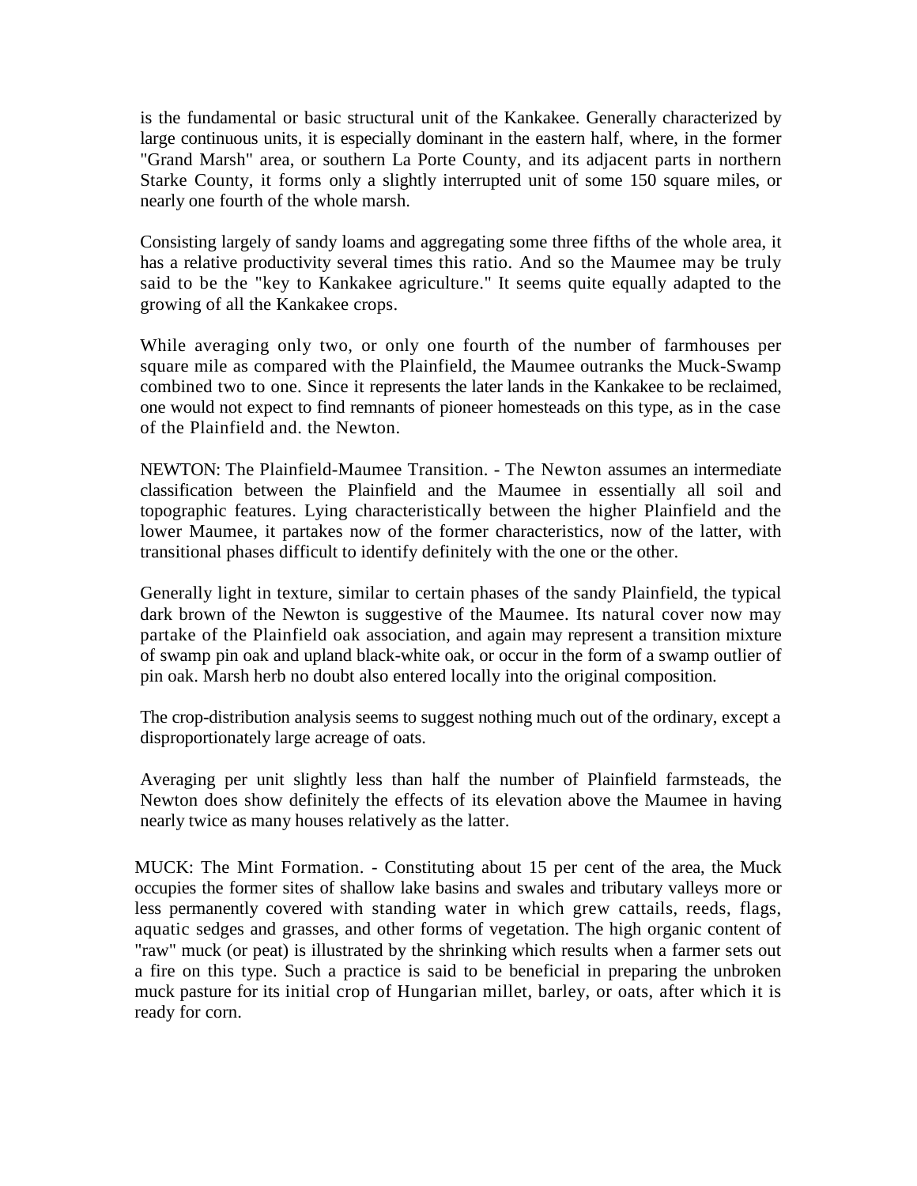is the fundamental or basic structural unit of the Kankakee. Generally characterized by large continuous units, it is especially dominant in the eastern half, where, in the former "Grand Marsh" area, or southern La Porte County, and its adjacent parts in northern Starke County, it forms only a slightly interrupted unit of some 150 square miles, or nearly one fourth of the whole marsh.

Consisting largely of sandy loams and aggregating some three fifths of the whole area, it has a relative productivity several times this ratio. And so the Maumee may be truly said to be the "key to Kankakee agriculture." It seems quite equally adapted to the growing of all the Kankakee crops.

While averaging only two, or only one fourth of the number of farmhouses per square mile as compared with the Plainfield, the Maumee outranks the Muck-Swamp combined two to one. Since it represents the later lands in the Kankakee to be reclaimed, one would not expect to find remnants of pioneer homesteads on this type, as in the case of the Plainfield and. the Newton.

NEWTON: The Plainfield-Maumee Transition. - The Newton assumes an intermediate classification between the Plainfield and the Maumee in essentially all soil and topographic features. Lying characteristically between the higher Plainfield and the lower Maumee, it partakes now of the former characteristics, now of the latter, with transitional phases difficult to identify definitely with the one or the other.

Generally light in texture, similar to certain phases of the sandy Plainfield, the typical dark brown of the Newton is suggestive of the Maumee. Its natural cover now may partake of the Plainfield oak association, and again may represent a transition mixture of swamp pin oak and upland black-white oak, or occur in the form of a swamp outlier of pin oak. Marsh herb no doubt also entered locally into the original composition.

The crop-distribution analysis seems to suggest nothing much out of the ordinary, except a disproportionately large acreage of oats.

Averaging per unit slightly less than half the number of Plainfield farmsteads, the Newton does show definitely the effects of its elevation above the Maumee in having nearly twice as many houses relatively as the latter.

MUCK: The Mint Formation. - Constituting about 15 per cent of the area, the Muck occupies the former sites of shallow lake basins and swales and tributary valleys more or less permanently covered with standing water in which grew cattails, reeds, flags, aquatic sedges and grasses, and other forms of vegetation. The high organic content of "raw" muck (or peat) is illustrated by the shrinking which results when a farmer sets out a fire on this type. Such a practice is said to be beneficial in preparing the unbroken muck pasture for its initial crop of Hungarian millet, barley, or oats, after which it is ready for corn.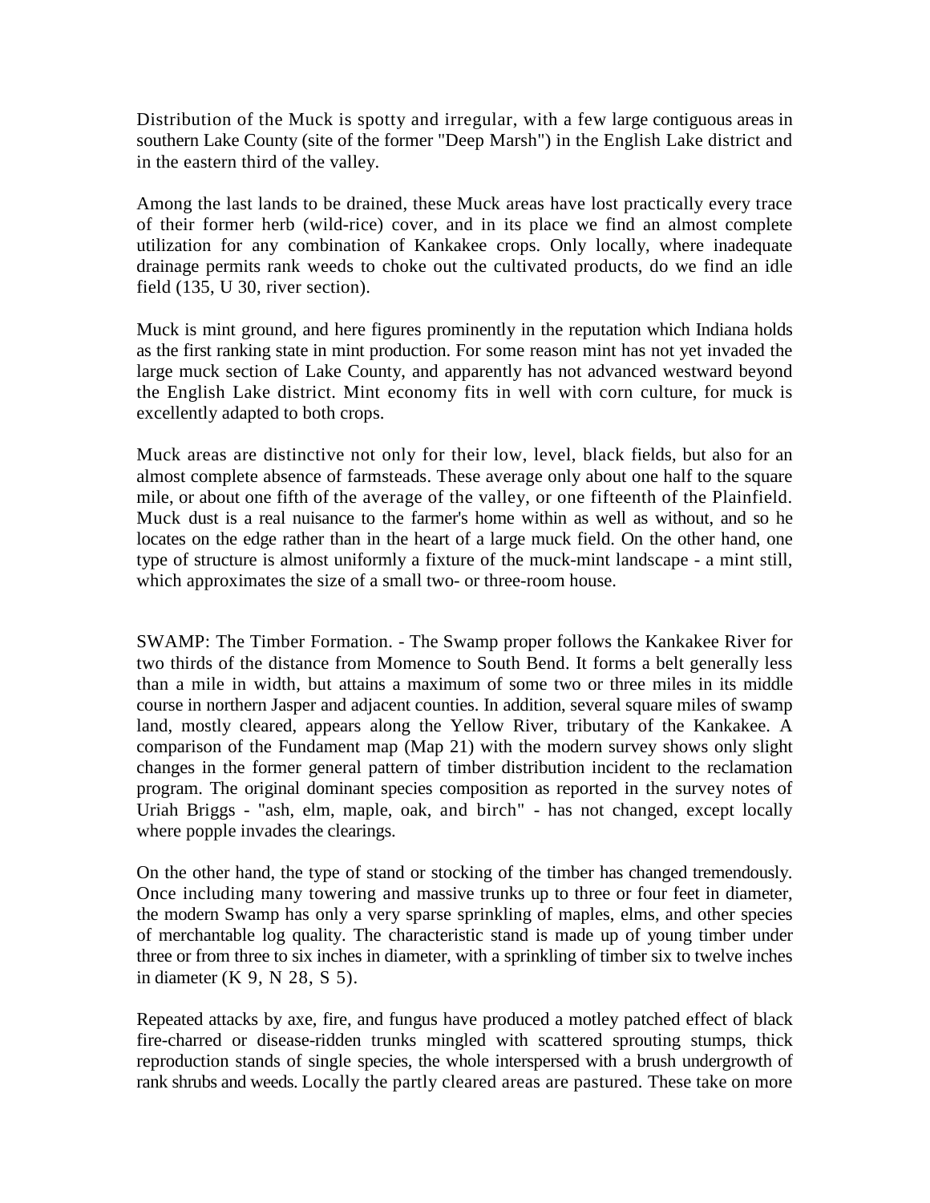Distribution of the Muck is spotty and irregular, with a few large contiguous areas in southern Lake County (site of the former "Deep Marsh") in the English Lake district and in the eastern third of the valley.

Among the last lands to be drained, these Muck areas have lost practically every trace of their former herb (wild-rice) cover, and in its place we find an almost complete utilization for any combination of Kankakee crops. Only locally, where inadequate drainage permits rank weeds to choke out the cultivated products, do we find an idle field (135, U 30, river section).

Muck is mint ground, and here figures prominently in the reputation which Indiana holds as the first ranking state in mint production. For some reason mint has not yet invaded the large muck section of Lake County, and apparently has not advanced westward beyond the English Lake district. Mint economy fits in well with corn culture, for muck is excellently adapted to both crops.

Muck areas are distinctive not only for their low, level, black fields, but also for an almost complete absence of farmsteads. These average only about one half to the square mile, or about one fifth of the average of the valley, or one fifteenth of the Plainfield. Muck dust is a real nuisance to the farmer's home within as well as without, and so he locates on the edge rather than in the heart of a large muck field. On the other hand, one type of structure is almost uniformly a fixture of the muck-mint landscape - a mint still, which approximates the size of a small two- or three-room house.

SWAMP: The Timber Formation. - The Swamp proper follows the Kankakee River for two thirds of the distance from Momence to South Bend. It forms a belt generally less than a mile in width, but attains a maximum of some two or three miles in its middle course in northern Jasper and adjacent counties. In addition, several square miles of swamp land, mostly cleared, appears along the Yellow River, tributary of the Kankakee. A comparison of the Fundament map (Map 21) with the modern survey shows only slight changes in the former general pattern of timber distribution incident to the reclamation program. The original dominant species composition as reported in the survey notes of Uriah Briggs - "ash, elm, maple, oak, and birch" - has not changed, except locally where popple invades the clearings.

On the other hand, the type of stand or stocking of the timber has changed tremendously. Once including many towering and massive trunks up to three or four feet in diameter, the modern Swamp has only a very sparse sprinkling of maples, elms, and other species of merchantable log quality. The characteristic stand is made up of young timber under three or from three to six inches in diameter, with a sprinkling of timber six to twelve inches in diameter (K 9, N 28, S 5).

Repeated attacks by axe, fire, and fungus have produced a motley patched effect of black fire-charred or disease-ridden trunks mingled with scattered sprouting stumps, thick reproduction stands of single species, the whole interspersed with a brush undergrowth of rank shrubs and weeds. Locally the partly cleared areas are pastured. These take on more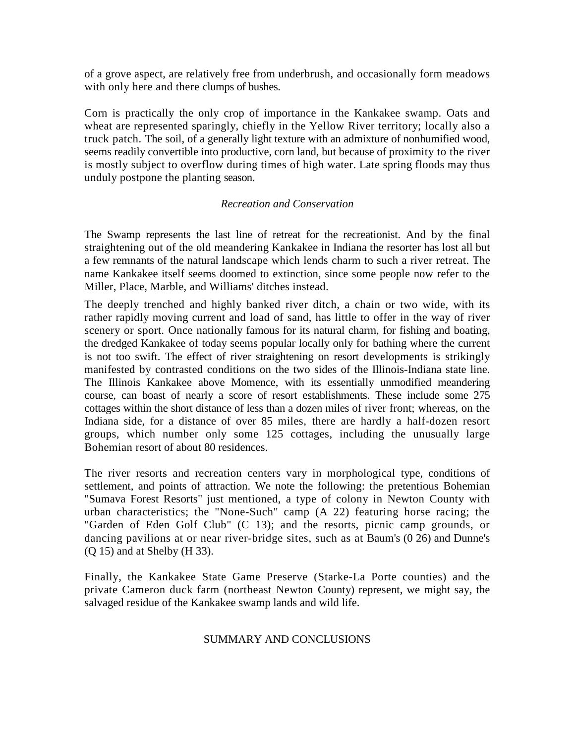of a grove aspect, are relatively free from underbrush, and occasionally form meadows with only here and there clumps of bushes.

Corn is practically the only crop of importance in the Kankakee swamp. Oats and wheat are represented sparingly, chiefly in the Yellow River territory; locally also a truck patch. The soil, of a generally light texture with an admixture of nonhumified wood, seems readily convertible into productive, corn land, but because of proximity to the river is mostly subject to overflow during times of high water. Late spring floods may thus unduly postpone the planting season.

*Recreation and Conservation*

The Swamp represents the last line of retreat for the recreationist. And by the final straightening out of the old meandering Kankakee in Indiana the resorter has lost all but a few remnants of the natural landscape which lends charm to such a river retreat. The name Kankakee itself seems doomed to extinction, since some people now refer to the Miller, Place, Marble, and Williams' ditches instead.

The deeply trenched and highly banked river ditch, a chain or two wide, with its rather rapidly moving current and load of sand, has little to offer in the way of river scenery or sport. Once nationally famous for its natural charm, for fishing and boating, the dredged Kankakee of today seems popular locally only for bathing where the current is not too swift. The effect of river straightening on resort developments is strikingly manifested by contrasted conditions on the two sides of the Illinois-Indiana state line. The Illinois Kankakee above Momence, with its essentially unmodified meandering course, can boast of nearly a score of resort establishments. These include some 275 cottages within the short distance of less than a dozen miles of river front; whereas, on the Indiana side, for a distance of over 85 miles, there are hardly a half-dozen resort groups, which number only some 125 cottages, including the unusually large Bohemian resort of about 80 residences.

The river resorts and recreation centers vary in morphological type, conditions of settlement, and points of attraction. We note the following: the pretentious Bohemian "Sumava Forest Resorts" just mentioned, a type of colony in Newton County with urban characteristics; the "None-Such" camp (A 22) featuring horse racing; the "Garden of Eden Golf Club" (C 13); and the resorts, picnic camp grounds, or dancing pavilions at or near river-bridge sites, such as at Baum's (0 26) and Dunne's (Q 15) and at Shelby (H 33).

Finally, the Kankakee State Game Preserve (Starke-La Porte counties) and the private Cameron duck farm (northeast Newton County) represent, we might say, the salvaged residue of the Kankakee swamp lands and wild life.

## SUMMARY AND CONCLUSIONS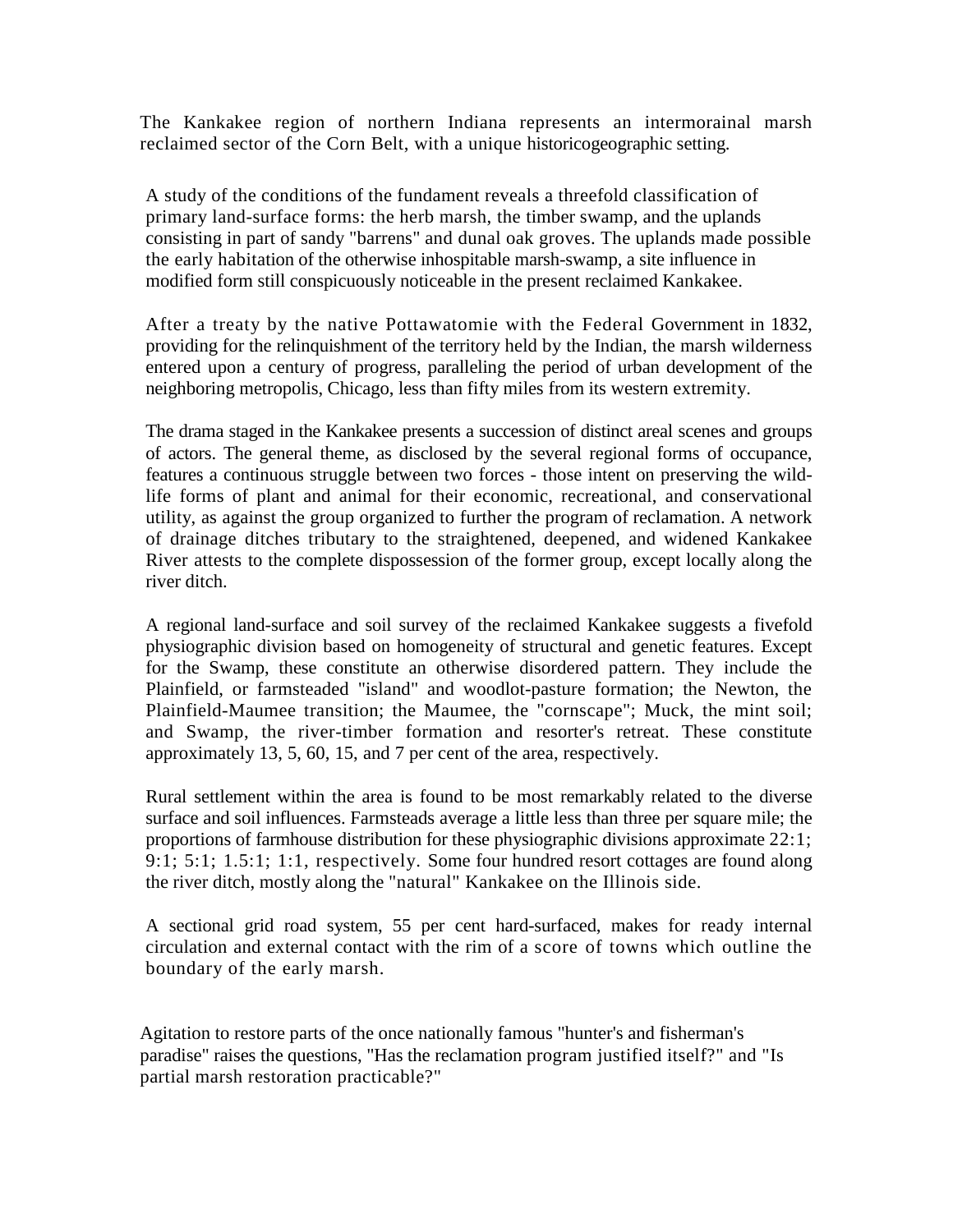The Kankakee region of northern Indiana represents an intermorainal marsh reclaimed sector of the Corn Belt, with a unique historicogeographic setting.

A study of the conditions of the fundament reveals a threefold classification of primary land-surface forms: the herb marsh, the timber swamp, and the uplands consisting in part of sandy "barrens" and dunal oak groves. The uplands made possible the early habitation of the otherwise inhospitable marsh-swamp, a site influence in modified form still conspicuously noticeable in the present reclaimed Kankakee.

After a treaty by the native Pottawatomie with the Federal Government in 1832, providing for the relinquishment of the territory held by the Indian, the marsh wilderness entered upon a century of progress, paralleling the period of urban development of the neighboring metropolis, Chicago, less than fifty miles from its western extremity.

The drama staged in the Kankakee presents a succession of distinct areal scenes and groups of actors. The general theme, as disclosed by the several regional forms of occupance, features a continuous struggle between two forces - those intent on preserving the wild-life forms of plant and animal for their economic, recreational, and conservational utility, as against the group organized to further the program of reclamation. A network of drainage ditches tributary to the straightened, deepened, and widened Kankakee River attests to the complete dispossession of the former group, except locally along the river ditch.

A regional land-surface and soil survey of the reclaimed Kankakee suggests a fivefold physiographic division based on homogeneity of structural and genetic features. Except for the Swamp, these constitute an otherwise disordered pattern. They include the Plainfield, or farmsteaded "island" and woodlot-pasture formation; the Newton, the Plainfield-Maumee transition; the Maumee, the "cornscape"; Muck, the mint soil; and Swamp, the river-timber formation and resorter's retreat. These constitute approximately 13, 5, 60, 15, and 7 per cent of the area, respectively.

Rural settlement within the area is found to be most remarkably related to the diverse surface and soil influences. Farmsteads average a little less than three per square mile; the proportions of farmhouse distribution for these physiographic divisions approximate 22:1; 9:1; 5:1; 1.5:1; 1:1, respectively. Some four hundred resort cottages are found along the river ditch, mostly along the "natural" Kankakee on the Illinois side.

A sectional grid road system, 55 per cent hard-surfaced, makes for ready internal circulation and external contact with the rim of a score of towns which outline the boundary of the early marsh.

Agitation to restore parts of the once nationally famous "hunter's and fisherman's paradise" raises the questions, "Has the reclamation program justified itself?" and "Is partial marsh restoration practicable?"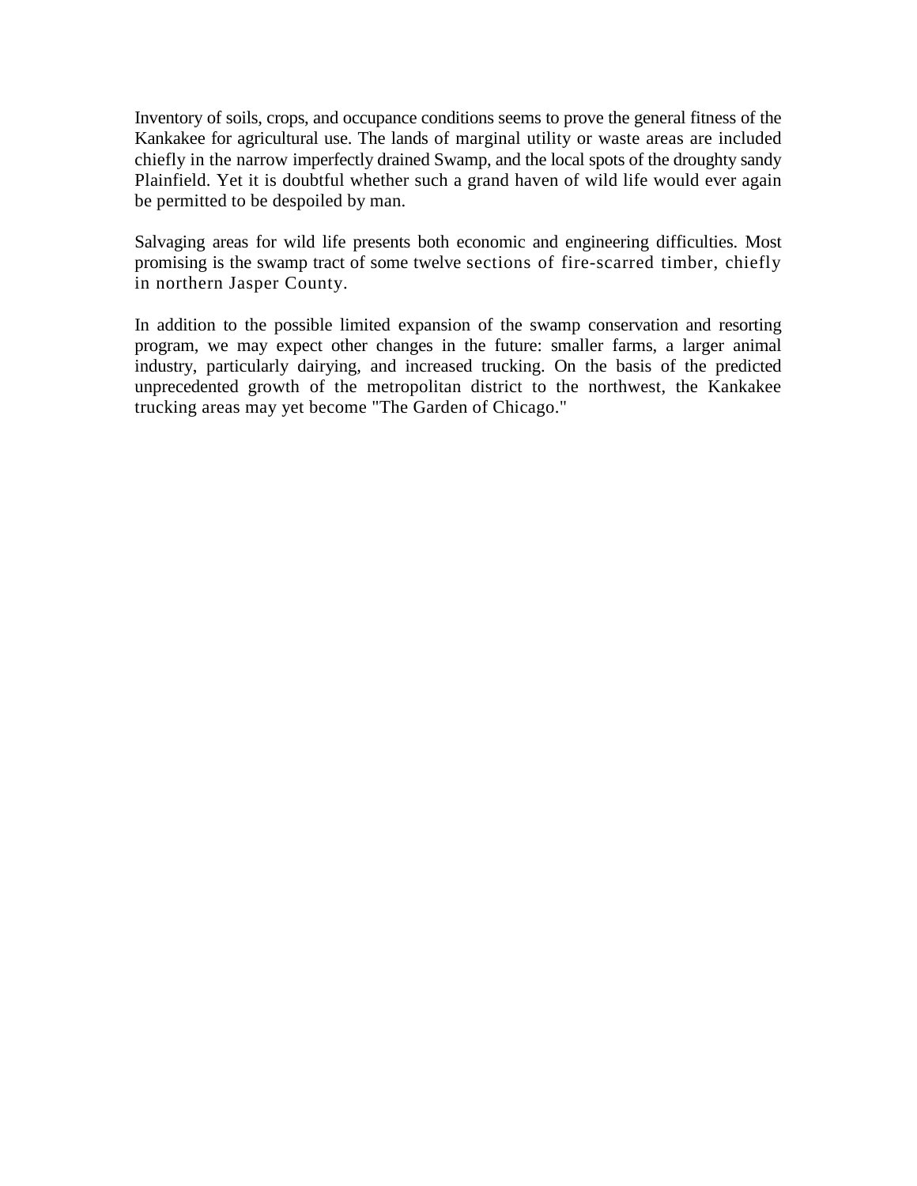Inventory of soils, crops, and occupance conditions seems to prove the general fitness of the Kankakee for agricultural use. The lands of marginal utility or waste areas are included chiefly in the narrow imperfectly drained Swamp, and the local spots of the droughty sandy Plainfield. Yet it is doubtful whether such a grand haven of wild life would ever again be permitted to be despoiled by man.

Salvaging areas for wild life presents both economic and engineering difficulties. Most promising is the swamp tract of some twelve sections of fire-scarred timber, chiefly in northern Jasper County.

In addition to the possible limited expansion of the swamp conservation and resorting program, we may expect other changes in the future: smaller farms, a larger animal industry, particularly dairying, and increased trucking. On the basis of the predicted unprecedented growth of the metropolitan district to the northwest, the Kankakee trucking areas may yet become "The Garden of Chicago."